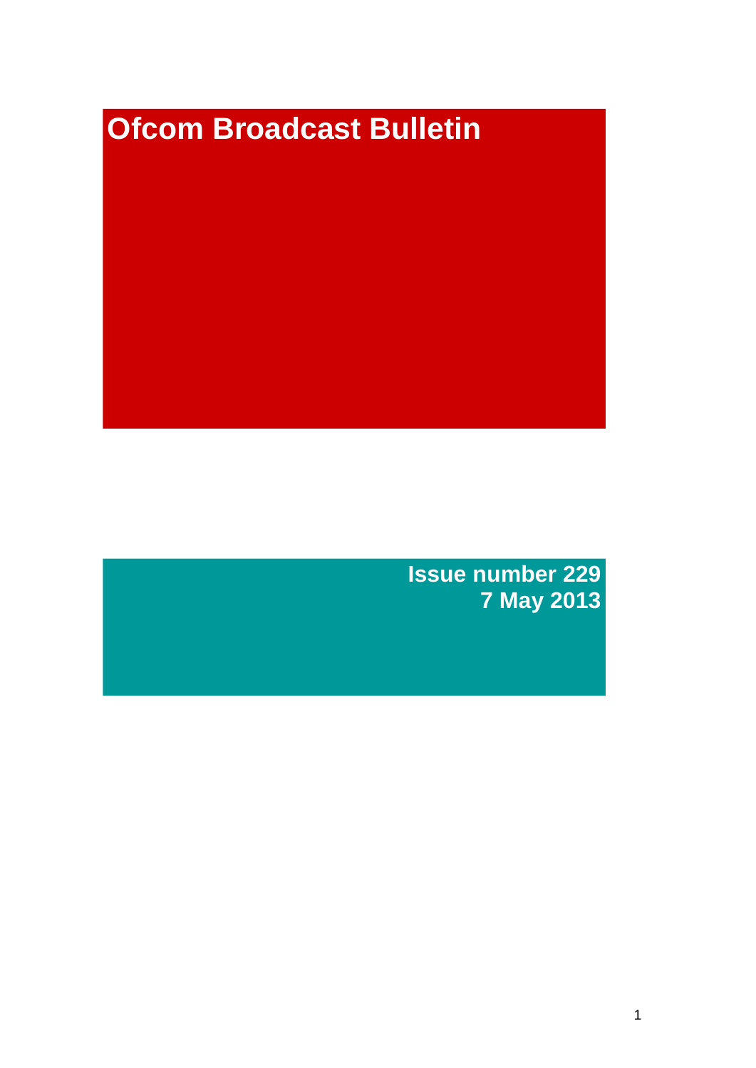# Ofcom Broadcast Bulletin

**Issue number 229**
**7 May 2013**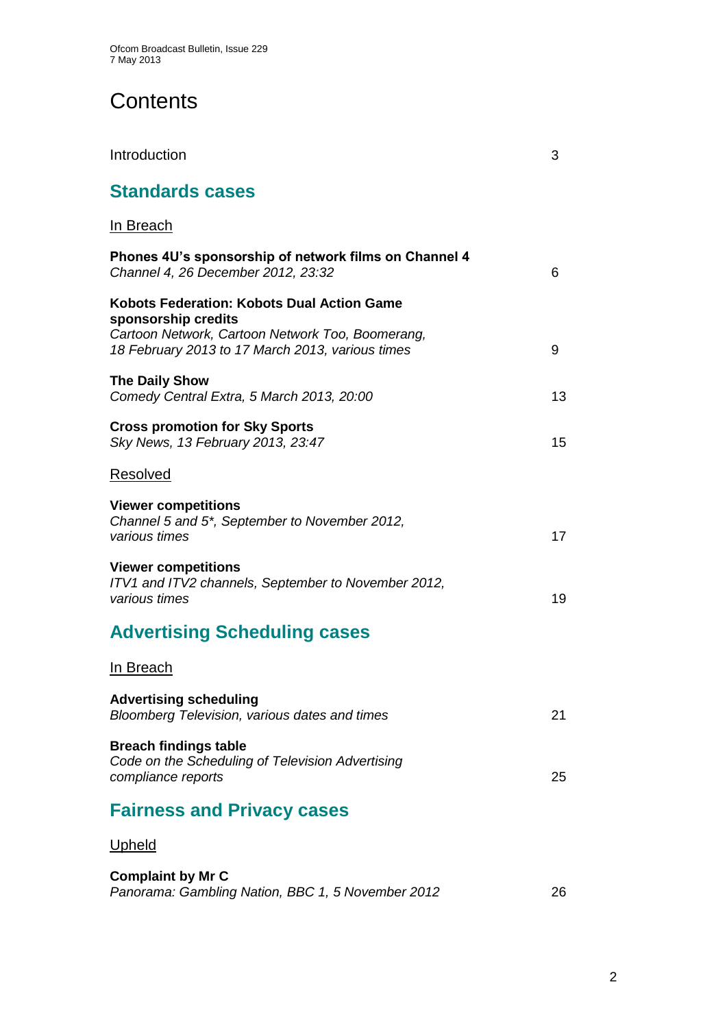# Contents

Introduction 3

## Standards cases

In Breach

**Phones 4U's sponsorship of network films on Channel 4**
*Channel 4, 26 December 2012, 23:32* 6

**Kobots Federation: Kobots Dual Action Game sponsorship credits**
*Cartoon Network, Cartoon Network Too, Boomerang, 18 February 2013 to 17 March 2013, various times* 9

**The Daily Show**
*Comedy Central Extra, 5 March 2013, 20:00* 13

**Cross promotion for Sky Sports**
*Sky News, 13 February 2013, 23:47* 15

Resolved

**Viewer competitions**
*Channel 5 and 5*, September to November 2012, various times* 17

**Viewer competitions**
*ITV1 and ITV2 channels, September to November 2012, various times* 19

## Advertising Scheduling cases

In Breach

**Advertising scheduling**
*Bloomberg Television, various dates and times* 21

**Breach findings table**
*Code on the Scheduling of Television Advertising compliance reports* 25

## Fairness and Privacy cases

Upheld

**Complaint by Mr C**
*Panorama: Gambling Nation, BBC 1, 5 November 2012* 26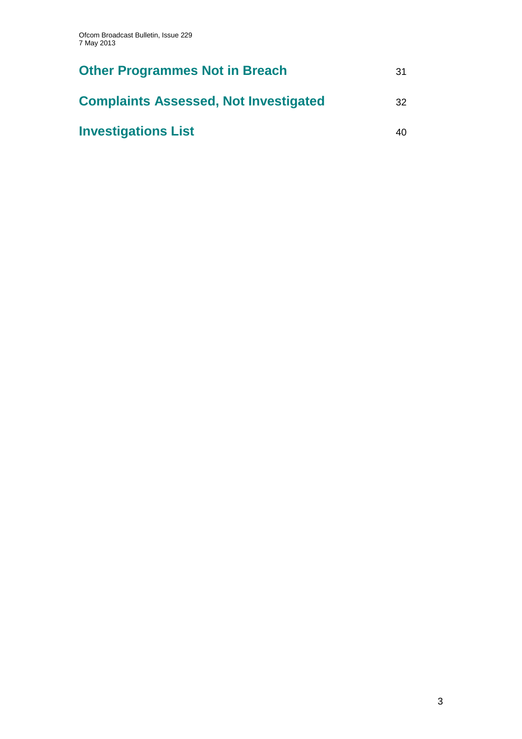**Other Programmes Not in Breach** 31

**Complaints Assessed, Not Investigated** 32

**Investigations List** 40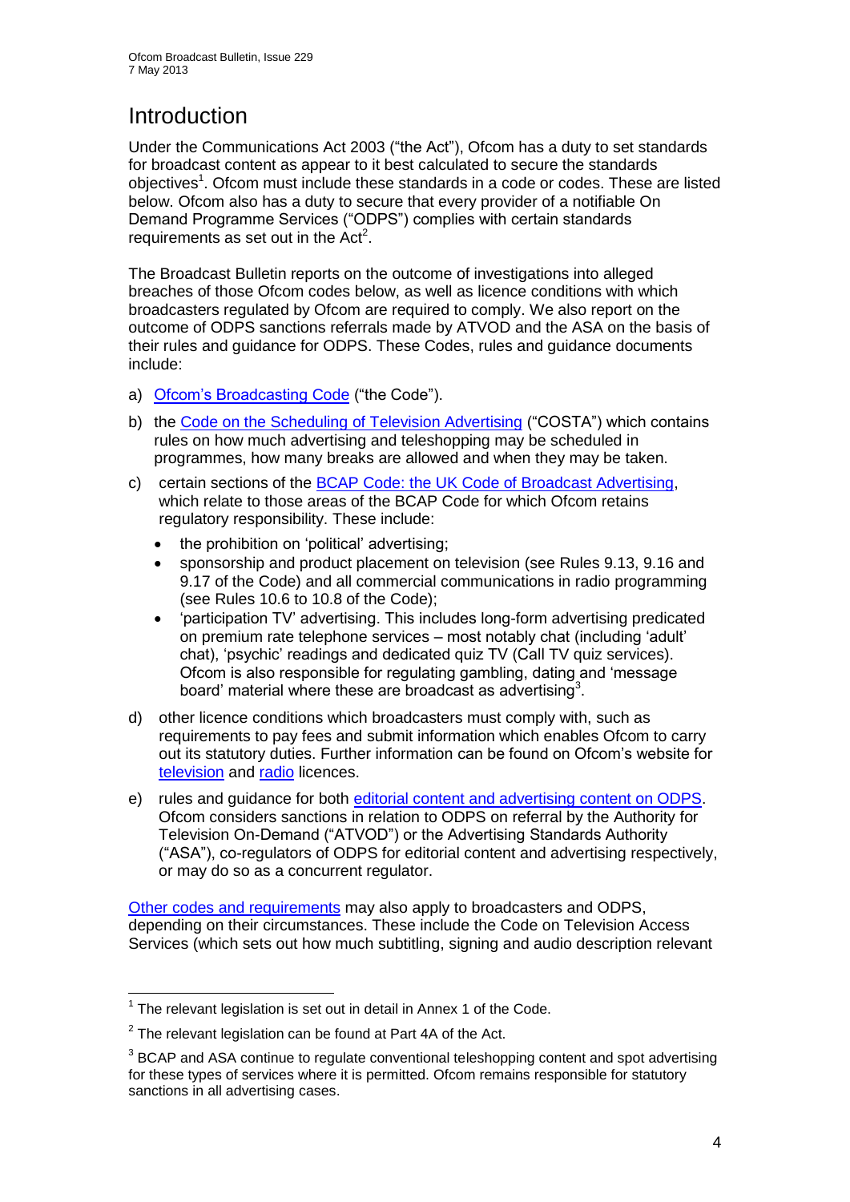# Introduction

Under the Communications Act 2003 ("the Act"), Ofcom has a duty to set standards for broadcast content as appear to it best calculated to secure the standards objectives[1]. Ofcom must include these standards in a code or codes. These are listed below. Ofcom also has a duty to secure that every provider of a notifiable On Demand Programme Services ("ODPS") complies with certain standards requirements as set out in the Act[2].

The Broadcast Bulletin reports on the outcome of investigations into alleged breaches of those Ofcom codes below, as well as licence conditions with which broadcasters regulated by Ofcom are required to comply. We also report on the outcome of ODPS sanctions referrals made by ATVOD and the ASA on the basis of their rules and guidance for ODPS. These Codes, rules and guidance documents include:

a) Ofcom's Broadcasting Code ("the Code").

b) the Code on the Scheduling of Television Advertising ("COSTA") which contains rules on how much advertising and teleshopping may be scheduled in programmes, how many breaks are allowed and when they may be taken.

c) certain sections of the BCAP Code: the UK Code of Broadcast Advertising, which relate to those areas of the BCAP Code for which Ofcom retains regulatory responsibility. These include:
   - the prohibition on 'political' advertising;
   - sponsorship and product placement on television (see Rules 9.13, 9.16 and 9.17 of the Code) and all commercial communications in radio programming (see Rules 10.6 to 10.8 of the Code);
   - 'participation TV' advertising. This includes long-form advertising predicated on premium rate telephone services – most notably chat (including 'adult' chat), 'psychic' readings and dedicated quiz TV (Call TV quiz services). Ofcom is also responsible for regulating gambling, dating and 'message board' material where these are broadcast as advertising[3].

d) other licence conditions which broadcasters must comply with, such as requirements to pay fees and submit information which enables Ofcom to carry out its statutory duties. Further information can be found on Ofcom's website for television and radio licences.

e) rules and guidance for both editorial content and advertising content on ODPS. Ofcom considers sanctions in relation to ODPS on referral by the Authority for Television On-Demand ("ATVOD") or the Advertising Standards Authority ("ASA"), co-regulators of ODPS for editorial content and advertising respectively, or may do so as a concurrent regulator.

Other codes and requirements may also apply to broadcasters and ODPS, depending on their circumstances. These include the Code on Television Access Services (which sets out how much subtitling, signing and audio description relevant

---

[1] The relevant legislation is set out in detail in Annex 1 of the Code.

[2] The relevant legislation can be found at Part 4A of the Act.

[3] BCAP and ASA continue to regulate conventional teleshopping content and spot advertising for these types of services where it is permitted. Ofcom remains responsible for statutory sanctions in all advertising cases.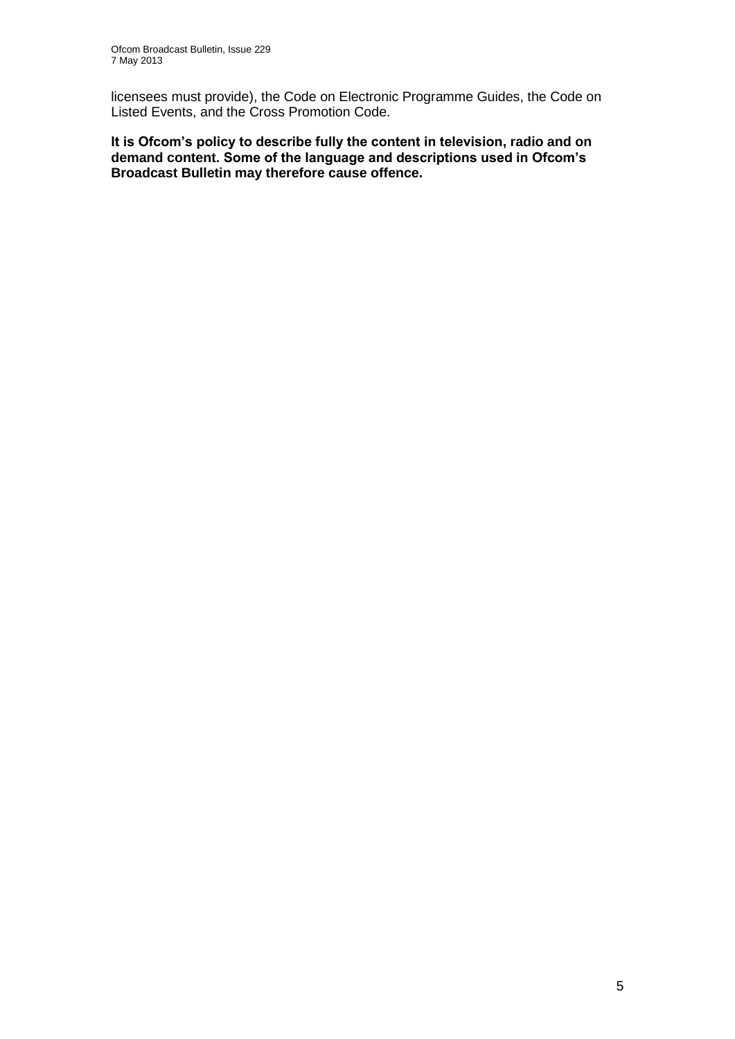licensees must provide), the Code on Electronic Programme Guides, the Code on Listed Events, and the Cross Promotion Code.

**It is Ofcom's policy to describe fully the content in television, radio and on demand content. Some of the language and descriptions used in Ofcom's Broadcast Bulletin may therefore cause offence.**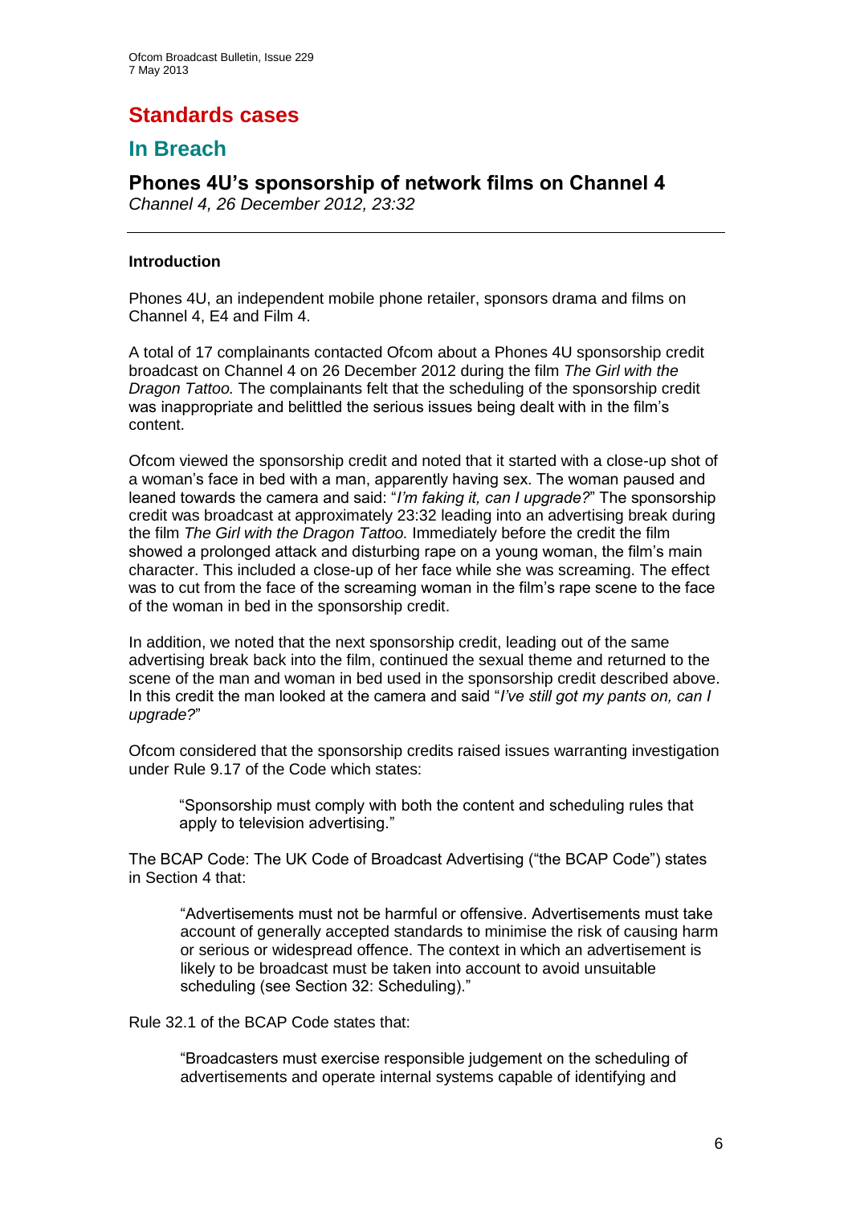# Standards cases

## In Breach

### Phones 4U's sponsorship of network films on Channel 4

*Channel 4, 26 December 2012, 23:32*

---

**Introduction**

Phones 4U, an independent mobile phone retailer, sponsors drama and films on Channel 4, E4 and Film 4.

A total of 17 complainants contacted Ofcom about a Phones 4U sponsorship credit broadcast on Channel 4 on 26 December 2012 during the film *The Girl with the Dragon Tattoo.* The complainants felt that the scheduling of the sponsorship credit was inappropriate and belittled the serious issues being dealt with in the film's content.

Ofcom viewed the sponsorship credit and noted that it started with a close-up shot of a woman's face in bed with a man, apparently having sex. The woman paused and leaned towards the camera and said: "*I'm faking it, can I upgrade?*" The sponsorship credit was broadcast at approximately 23:32 leading into an advertising break during the film *The Girl with the Dragon Tattoo.* Immediately before the credit the film showed a prolonged attack and disturbing rape on a young woman, the film's main character. This included a close-up of her face while she was screaming. The effect was to cut from the face of the screaming woman in the film's rape scene to the face of the woman in bed in the sponsorship credit.

In addition, we noted that the next sponsorship credit, leading out of the same advertising break back into the film, continued the sexual theme and returned to the scene of the man and woman in bed used in the sponsorship credit described above. In this credit the man looked at the camera and said "*I've still got my pants on, can I upgrade?*"

Ofcom considered that the sponsorship credits raised issues warranting investigation under Rule 9.17 of the Code which states:

> "Sponsorship must comply with both the content and scheduling rules that apply to television advertising."

The BCAP Code: The UK Code of Broadcast Advertising ("the BCAP Code") states in Section 4 that:

> "Advertisements must not be harmful or offensive. Advertisements must take account of generally accepted standards to minimise the risk of causing harm or serious or widespread offence. The context in which an advertisement is likely to be broadcast must be taken into account to avoid unsuitable scheduling (see Section 32: Scheduling)."

Rule 32.1 of the BCAP Code states that:

> "Broadcasters must exercise responsible judgement on the scheduling of advertisements and operate internal systems capable of identifying and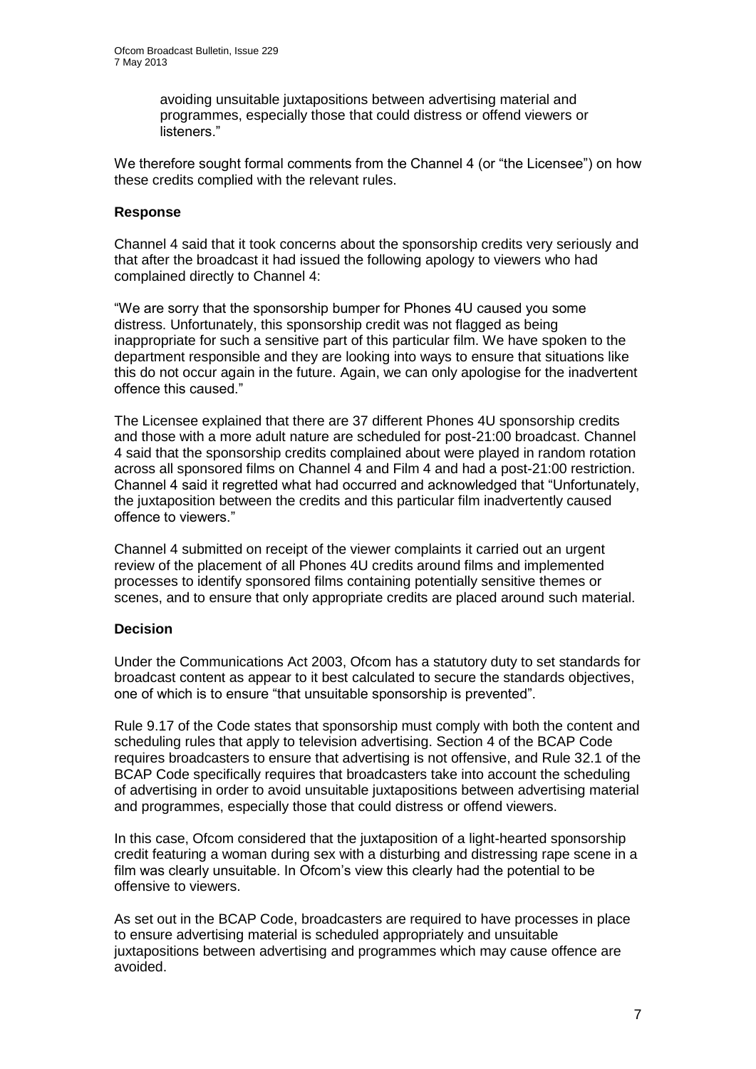avoiding unsuitable juxtapositions between advertising material and programmes, especially those that could distress or offend viewers or listeners."

We therefore sought formal comments from the Channel 4 (or "the Licensee") on how these credits complied with the relevant rules.

### Response

Channel 4 said that it took concerns about the sponsorship credits very seriously and that after the broadcast it had issued the following apology to viewers who had complained directly to Channel 4:

"We are sorry that the sponsorship bumper for Phones 4U caused you some distress. Unfortunately, this sponsorship credit was not flagged as being inappropriate for such a sensitive part of this particular film. We have spoken to the department responsible and they are looking into ways to ensure that situations like this do not occur again in the future. Again, we can only apologise for the inadvertent offence this caused."

The Licensee explained that there are 37 different Phones 4U sponsorship credits and those with a more adult nature are scheduled for post-21:00 broadcast. Channel 4 said that the sponsorship credits complained about were played in random rotation across all sponsored films on Channel 4 and Film 4 and had a post-21:00 restriction. Channel 4 said it regretted what had occurred and acknowledged that "Unfortunately, the juxtaposition between the credits and this particular film inadvertently caused offence to viewers."

Channel 4 submitted on receipt of the viewer complaints it carried out an urgent review of the placement of all Phones 4U credits around films and implemented processes to identify sponsored films containing potentially sensitive themes or scenes, and to ensure that only appropriate credits are placed around such material.

### Decision

Under the Communications Act 2003, Ofcom has a statutory duty to set standards for broadcast content as appear to it best calculated to secure the standards objectives, one of which is to ensure "that unsuitable sponsorship is prevented".

Rule 9.17 of the Code states that sponsorship must comply with both the content and scheduling rules that apply to television advertising. Section 4 of the BCAP Code requires broadcasters to ensure that advertising is not offensive, and Rule 32.1 of the BCAP Code specifically requires that broadcasters take into account the scheduling of advertising in order to avoid unsuitable juxtapositions between advertising material and programmes, especially those that could distress or offend viewers.

In this case, Ofcom considered that the juxtaposition of a light-hearted sponsorship credit featuring a woman during sex with a disturbing and distressing rape scene in a film was clearly unsuitable. In Ofcom's view this clearly had the potential to be offensive to viewers.

As set out in the BCAP Code, broadcasters are required to have processes in place to ensure advertising material is scheduled appropriately and unsuitable juxtapositions between advertising and programmes which may cause offence are avoided.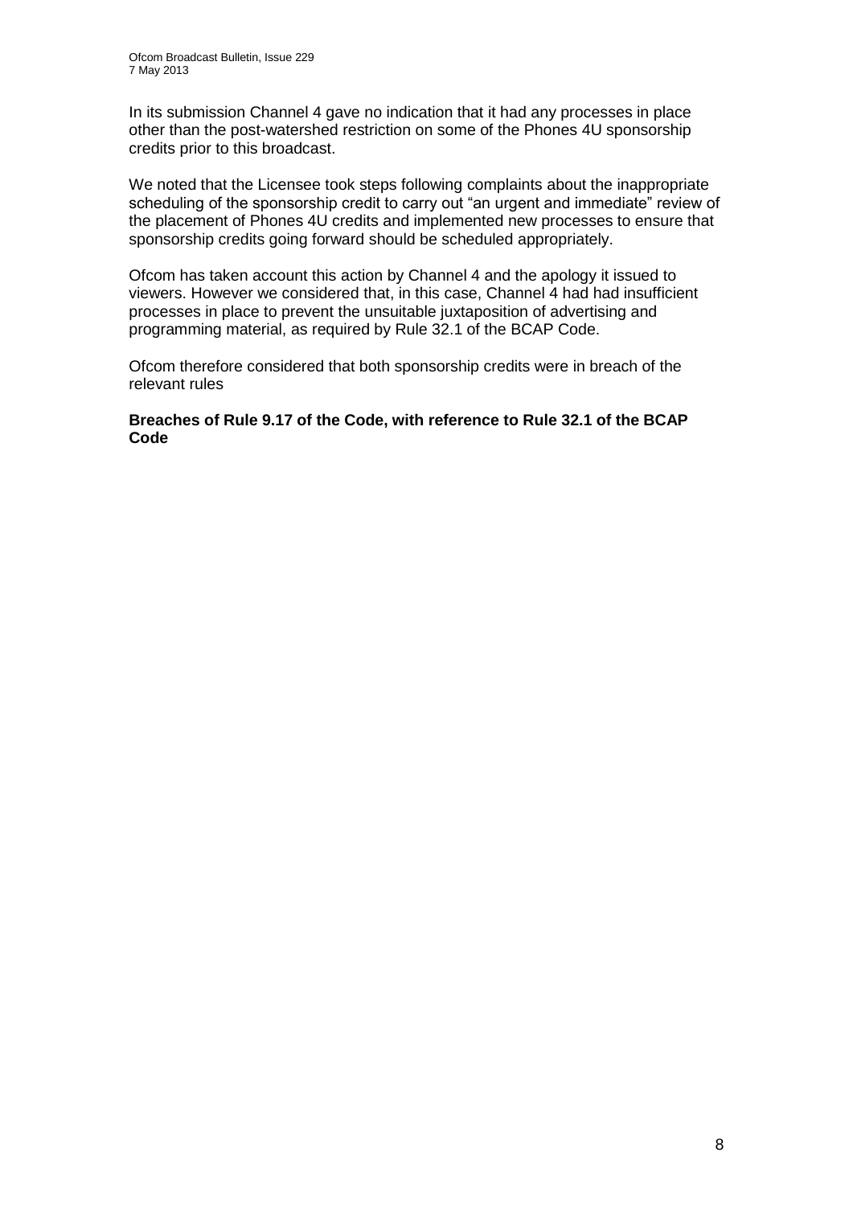In its submission Channel 4 gave no indication that it had any processes in place other than the post-watershed restriction on some of the Phones 4U sponsorship credits prior to this broadcast.

We noted that the Licensee took steps following complaints about the inappropriate scheduling of the sponsorship credit to carry out "an urgent and immediate" review of the placement of Phones 4U credits and implemented new processes to ensure that sponsorship credits going forward should be scheduled appropriately.

Ofcom has taken account this action by Channel 4 and the apology it issued to viewers. However we considered that, in this case, Channel 4 had had insufficient processes in place to prevent the unsuitable juxtaposition of advertising and programming material, as required by Rule 32.1 of the BCAP Code.

Ofcom therefore considered that both sponsorship credits were in breach of the relevant rules

**Breaches of Rule 9.17 of the Code, with reference to Rule 32.1 of the BCAP Code**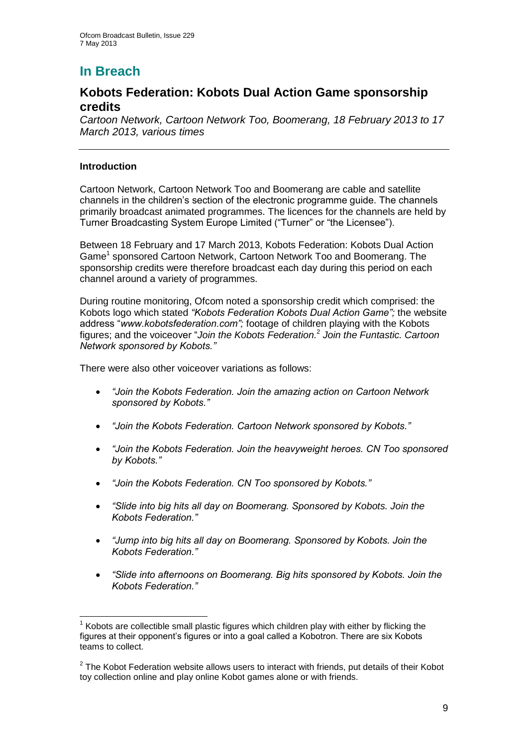# In Breach

## Kobots Federation: Kobots Dual Action Game sponsorship credits

*Cartoon Network, Cartoon Network Too, Boomerang, 18 February 2013 to 17 March 2013, various times*

---

### Introduction

Cartoon Network, Cartoon Network Too and Boomerang are cable and satellite channels in the children's section of the electronic programme guide. The channels primarily broadcast animated programmes. The licences for the channels are held by Turner Broadcasting System Europe Limited ("Turner" or "the Licensee").

Between 18 February and 17 March 2013, Kobots Federation: Kobots Dual Action Game[1] sponsored Cartoon Network, Cartoon Network Too and Boomerang. The sponsorship credits were therefore broadcast each day during this period on each channel around a variety of programmes.

During routine monitoring, Ofcom noted a sponsorship credit which comprised: the Kobots logo which stated *"Kobots Federation Kobots Dual Action Game";* the website address "*www.kobotsfederation.com";* footage of children playing with the Kobots figures; and the voiceover "*Join the Kobots Federation.*[2] *Join the Funtastic. Cartoon Network sponsored by Kobots."*

There were also other voiceover variations as follows:

- *"Join the Kobots Federation. Join the amazing action on Cartoon Network sponsored by Kobots."*
- *"Join the Kobots Federation. Cartoon Network sponsored by Kobots."*
- *"Join the Kobots Federation. Join the heavyweight heroes. CN Too sponsored by Kobots."*
- *"Join the Kobots Federation. CN Too sponsored by Kobots."*
- *"Slide into big hits all day on Boomerang. Sponsored by Kobots. Join the Kobots Federation."*
- *"Jump into big hits all day on Boomerang. Sponsored by Kobots. Join the Kobots Federation."*
- *"Slide into afternoons on Boomerang. Big hits sponsored by Kobots. Join the Kobots Federation."*

---

[1] Kobots are collectible small plastic figures which children play with either by flicking the figures at their opponent's figures or into a goal called a Kobotron. There are six Kobots teams to collect.

[2] The Kobot Federation website allows users to interact with friends, put details of their Kobot toy collection online and play online Kobot games alone or with friends.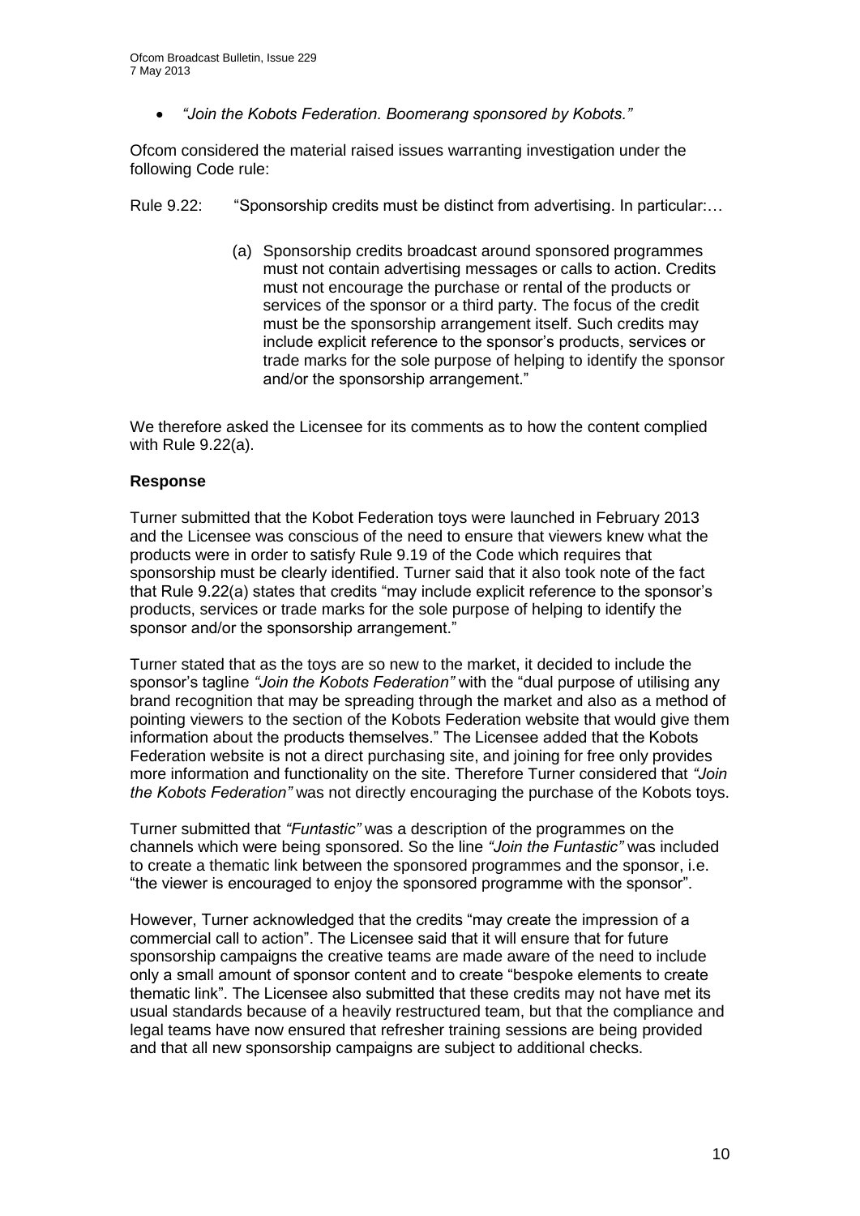- *"Join the Kobots Federation. Boomerang sponsored by Kobots."*

Ofcom considered the material raised issues warranting investigation under the following Code rule:

Rule 9.22: "Sponsorship credits must be distinct from advertising. In particular:…

> (a) Sponsorship credits broadcast around sponsored programmes must not contain advertising messages or calls to action. Credits must not encourage the purchase or rental of the products or services of the sponsor or a third party. The focus of the credit must be the sponsorship arrangement itself. Such credits may include explicit reference to the sponsor's products, services or trade marks for the sole purpose of helping to identify the sponsor and/or the sponsorship arrangement."

We therefore asked the Licensee for its comments as to how the content complied with Rule 9.22(a).

**Response**

Turner submitted that the Kobot Federation toys were launched in February 2013 and the Licensee was conscious of the need to ensure that viewers knew what the products were in order to satisfy Rule 9.19 of the Code which requires that sponsorship must be clearly identified. Turner said that it also took note of the fact that Rule 9.22(a) states that credits "may include explicit reference to the sponsor's products, services or trade marks for the sole purpose of helping to identify the sponsor and/or the sponsorship arrangement."

Turner stated that as the toys are so new to the market, it decided to include the sponsor's tagline *"Join the Kobots Federation"* with the "dual purpose of utilising any brand recognition that may be spreading through the market and also as a method of pointing viewers to the section of the Kobots Federation website that would give them information about the products themselves." The Licensee added that the Kobots Federation website is not a direct purchasing site, and joining for free only provides more information and functionality on the site. Therefore Turner considered that *"Join the Kobots Federation"* was not directly encouraging the purchase of the Kobots toys.

Turner submitted that *"Funtastic"* was a description of the programmes on the channels which were being sponsored. So the line *"Join the Funtastic"* was included to create a thematic link between the sponsored programmes and the sponsor, i.e. "the viewer is encouraged to enjoy the sponsored programme with the sponsor".

However, Turner acknowledged that the credits "may create the impression of a commercial call to action". The Licensee said that it will ensure that for future sponsorship campaigns the creative teams are made aware of the need to include only a small amount of sponsor content and to create "bespoke elements to create thematic link". The Licensee also submitted that these credits may not have met its usual standards because of a heavily restructured team, but that the compliance and legal teams have now ensured that refresher training sessions are being provided and that all new sponsorship campaigns are subject to additional checks.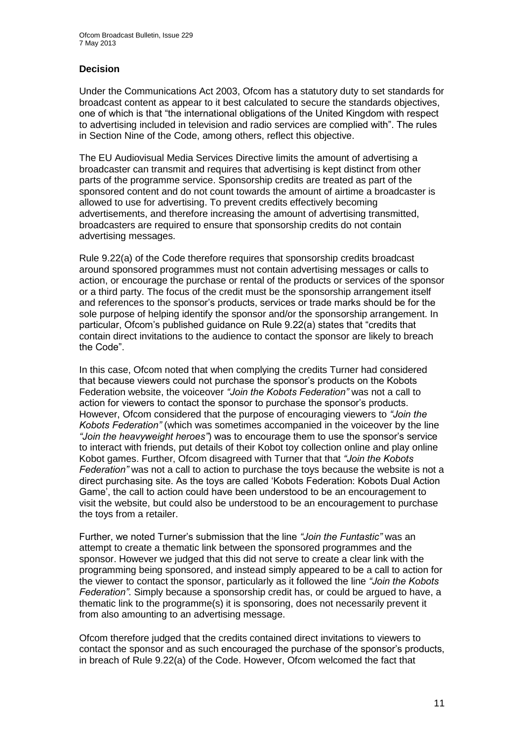### Decision

Under the Communications Act 2003, Ofcom has a statutory duty to set standards for broadcast content as appear to it best calculated to secure the standards objectives, one of which is that "the international obligations of the United Kingdom with respect to advertising included in television and radio services are complied with". The rules in Section Nine of the Code, among others, reflect this objective.

The EU Audiovisual Media Services Directive limits the amount of advertising a broadcaster can transmit and requires that advertising is kept distinct from other parts of the programme service. Sponsorship credits are treated as part of the sponsored content and do not count towards the amount of airtime a broadcaster is allowed to use for advertising. To prevent credits effectively becoming advertisements, and therefore increasing the amount of advertising transmitted, broadcasters are required to ensure that sponsorship credits do not contain advertising messages.

Rule 9.22(a) of the Code therefore requires that sponsorship credits broadcast around sponsored programmes must not contain advertising messages or calls to action, or encourage the purchase or rental of the products or services of the sponsor or a third party. The focus of the credit must be the sponsorship arrangement itself and references to the sponsor's products, services or trade marks should be for the sole purpose of helping identify the sponsor and/or the sponsorship arrangement. In particular, Ofcom's published guidance on Rule 9.22(a) states that "credits that contain direct invitations to the audience to contact the sponsor are likely to breach the Code".

In this case, Ofcom noted that when complying the credits Turner had considered that because viewers could not purchase the sponsor's products on the Kobots Federation website, the voiceover *"Join the Kobots Federation"* was not a call to action for viewers to contact the sponsor to purchase the sponsor's products. However, Ofcom considered that the purpose of encouraging viewers to *"Join the Kobots Federation"* (which was sometimes accompanied in the voiceover by the line *"Join the heavyweight heroes"*) was to encourage them to use the sponsor's service to interact with friends, put details of their Kobot toy collection online and play online Kobot games. Further, Ofcom disagreed with Turner that that *"Join the Kobots Federation"* was not a call to action to purchase the toys because the website is not a direct purchasing site. As the toys are called 'Kobots Federation: Kobots Dual Action Game', the call to action could have been understood to be an encouragement to visit the website, but could also be understood to be an encouragement to purchase the toys from a retailer.

Further, we noted Turner's submission that the line *"Join the Funtastic"* was an attempt to create a thematic link between the sponsored programmes and the sponsor. However we judged that this did not serve to create a clear link with the programming being sponsored, and instead simply appeared to be a call to action for the viewer to contact the sponsor, particularly as it followed the line *"Join the Kobots Federation"*. Simply because a sponsorship credit has, or could be argued to have, a thematic link to the programme(s) it is sponsoring, does not necessarily prevent it from also amounting to an advertising message.

Ofcom therefore judged that the credits contained direct invitations to viewers to contact the sponsor and as such encouraged the purchase of the sponsor's products, in breach of Rule 9.22(a) of the Code. However, Ofcom welcomed the fact that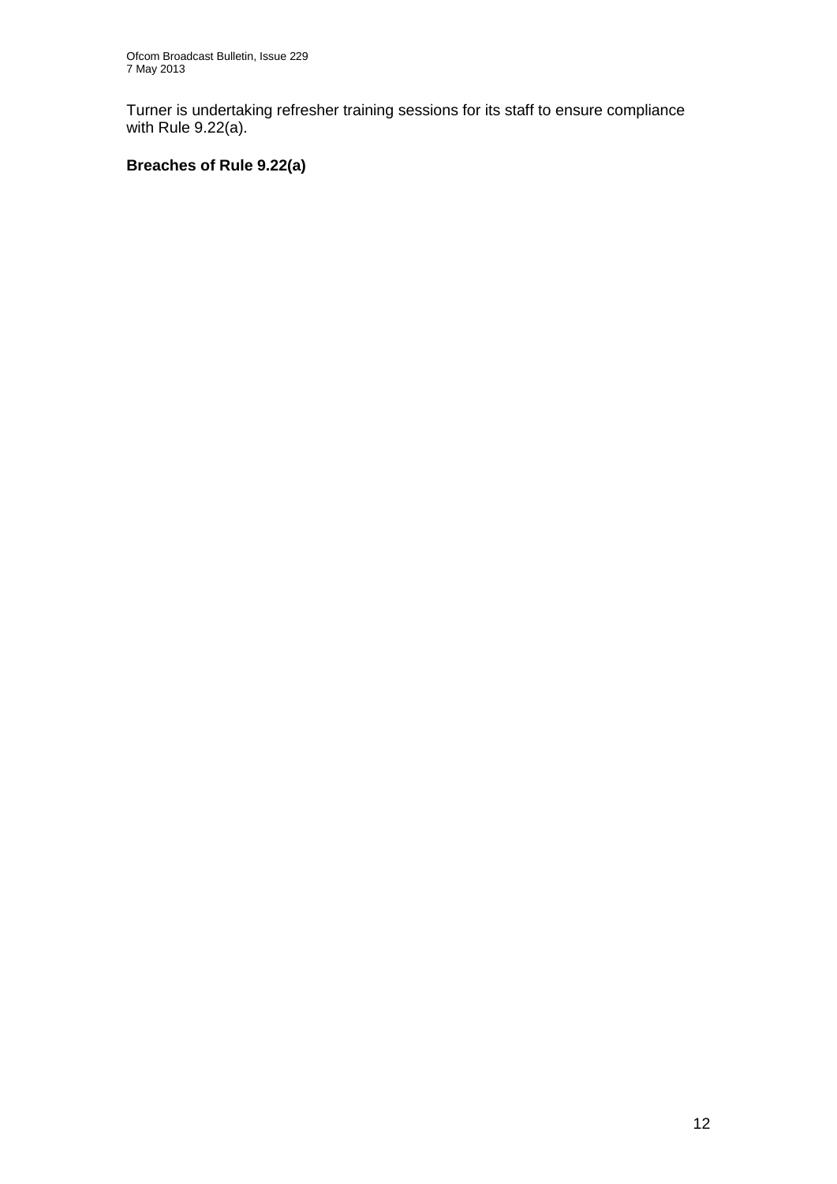Turner is undertaking refresher training sessions for its staff to ensure compliance with Rule 9.22(a).

**Breaches of Rule 9.22(a)**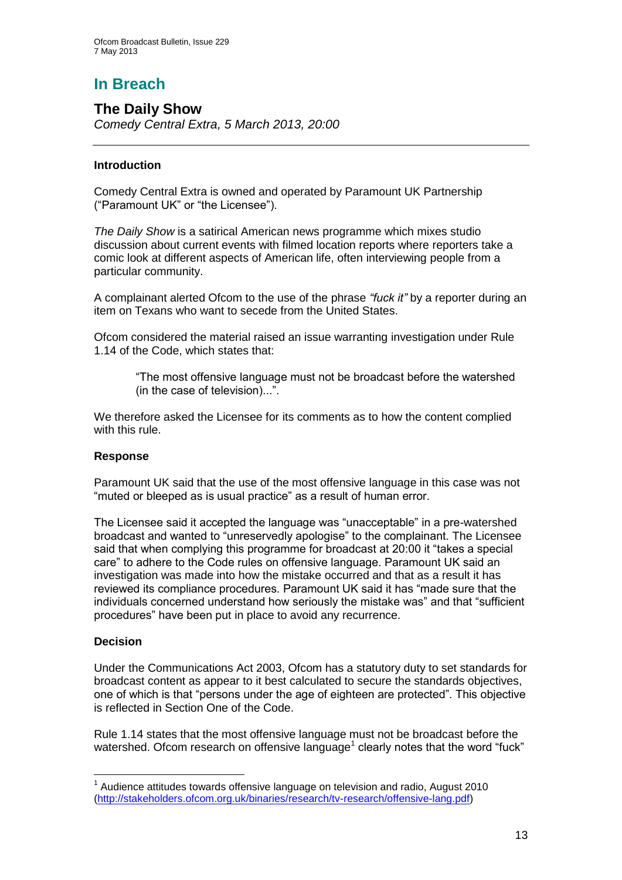# In Breach

## The Daily Show

*Comedy Central Extra, 5 March 2013, 20:00*

---

### Introduction

Comedy Central Extra is owned and operated by Paramount UK Partnership ("Paramount UK" or "the Licensee").

*The Daily Show* is a satirical American news programme which mixes studio discussion about current events with filmed location reports where reporters take a comic look at different aspects of American life, often interviewing people from a particular community.

A complainant alerted Ofcom to the use of the phrase *"fuck it"* by a reporter during an item on Texans who want to secede from the United States.

Ofcom considered the material raised an issue warranting investigation under Rule 1.14 of the Code, which states that:

> "The most offensive language must not be broadcast before the watershed (in the case of television)...".

We therefore asked the Licensee for its comments as to how the content complied with this rule.

### Response

Paramount UK said that the use of the most offensive language in this case was not "muted or bleeped as is usual practice" as a result of human error.

The Licensee said it accepted the language was "unacceptable" in a pre-watershed broadcast and wanted to "unreservedly apologise" to the complainant. The Licensee said that when complying this programme for broadcast at 20:00 it "takes a special care" to adhere to the Code rules on offensive language. Paramount UK said an investigation was made into how the mistake occurred and that as a result it has reviewed its compliance procedures. Paramount UK said it has "made sure that the individuals concerned understand how seriously the mistake was" and that "sufficient procedures" have been put in place to avoid any recurrence.

### Decision

Under the Communications Act 2003, Ofcom has a statutory duty to set standards for broadcast content as appear to it best calculated to secure the standards objectives, one of which is that "persons under the age of eighteen are protected". This objective is reflected in Section One of the Code.

Rule 1.14 states that the most offensive language must not be broadcast before the watershed. Ofcom research on offensive language[1] clearly notes that the word "fuck"

---

[1] Audience attitudes towards offensive language on television and radio, August 2010 (http://stakeholders.ofcom.org.uk/binaries/research/tv-research/offensive-lang.pdf)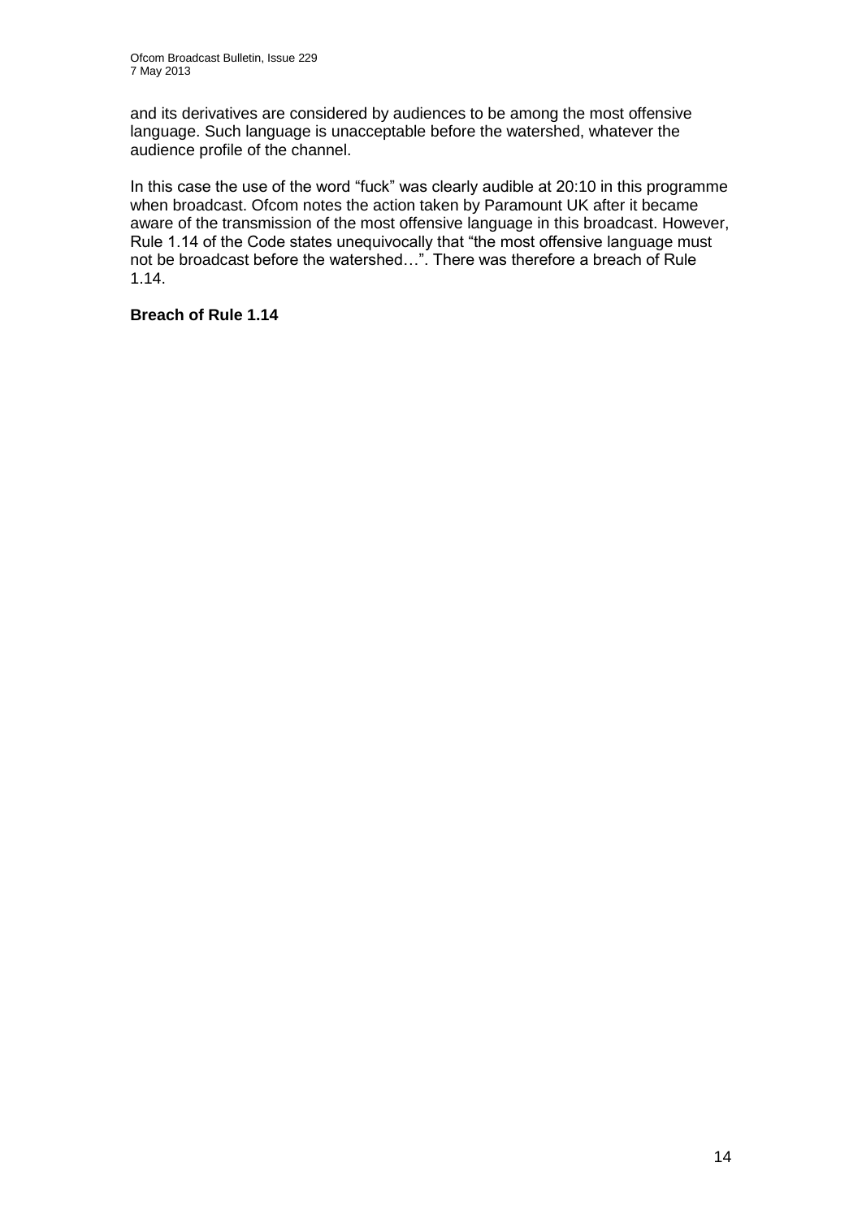and its derivatives are considered by audiences to be among the most offensive language. Such language is unacceptable before the watershed, whatever the audience profile of the channel.

In this case the use of the word "fuck" was clearly audible at 20:10 in this programme when broadcast. Ofcom notes the action taken by Paramount UK after it became aware of the transmission of the most offensive language in this broadcast. However, Rule 1.14 of the Code states unequivocally that "the most offensive language must not be broadcast before the watershed…". There was therefore a breach of Rule 1.14.

**Breach of Rule 1.14**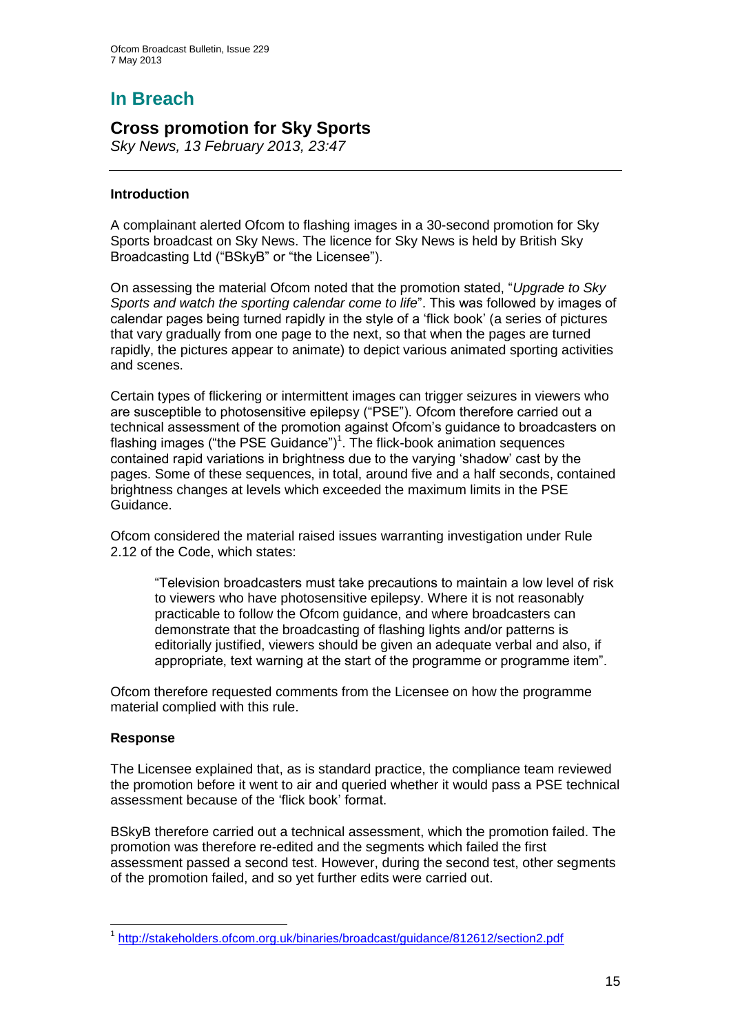# In Breach

## Cross promotion for Sky Sports

*Sky News, 13 February 2013, 23:47*

### Introduction

A complainant alerted Ofcom to flashing images in a 30-second promotion for Sky Sports broadcast on Sky News. The licence for Sky News is held by British Sky Broadcasting Ltd ("BSkyB" or "the Licensee").

On assessing the material Ofcom noted that the promotion stated, "*Upgrade to Sky Sports and watch the sporting calendar come to life*". This was followed by images of calendar pages being turned rapidly in the style of a 'flick book' (a series of pictures that vary gradually from one page to the next, so that when the pages are turned rapidly, the pictures appear to animate) to depict various animated sporting activities and scenes.

Certain types of flickering or intermittent images can trigger seizures in viewers who are susceptible to photosensitive epilepsy ("PSE"). Ofcom therefore carried out a technical assessment of the promotion against Ofcom's guidance to broadcasters on flashing images ("the PSE Guidance")[1]. The flick-book animation sequences contained rapid variations in brightness due to the varying 'shadow' cast by the pages. Some of these sequences, in total, around five and a half seconds, contained brightness changes at levels which exceeded the maximum limits in the PSE Guidance.

Ofcom considered the material raised issues warranting investigation under Rule 2.12 of the Code, which states:

> "Television broadcasters must take precautions to maintain a low level of risk to viewers who have photosensitive epilepsy. Where it is not reasonably practicable to follow the Ofcom guidance, and where broadcasters can demonstrate that the broadcasting of flashing lights and/or patterns is editorially justified, viewers should be given an adequate verbal and also, if appropriate, text warning at the start of the programme or programme item".

Ofcom therefore requested comments from the Licensee on how the programme material complied with this rule.

### Response

The Licensee explained that, as is standard practice, the compliance team reviewed the promotion before it went to air and queried whether it would pass a PSE technical assessment because of the 'flick book' format.

BSkyB therefore carried out a technical assessment, which the promotion failed. The promotion was therefore re-edited and the segments which failed the first assessment passed a second test. However, during the second test, other segments of the promotion failed, and so yet further edits were carried out.

---

[1] http://stakeholders.ofcom.org.uk/binaries/broadcast/guidance/812612/section2.pdf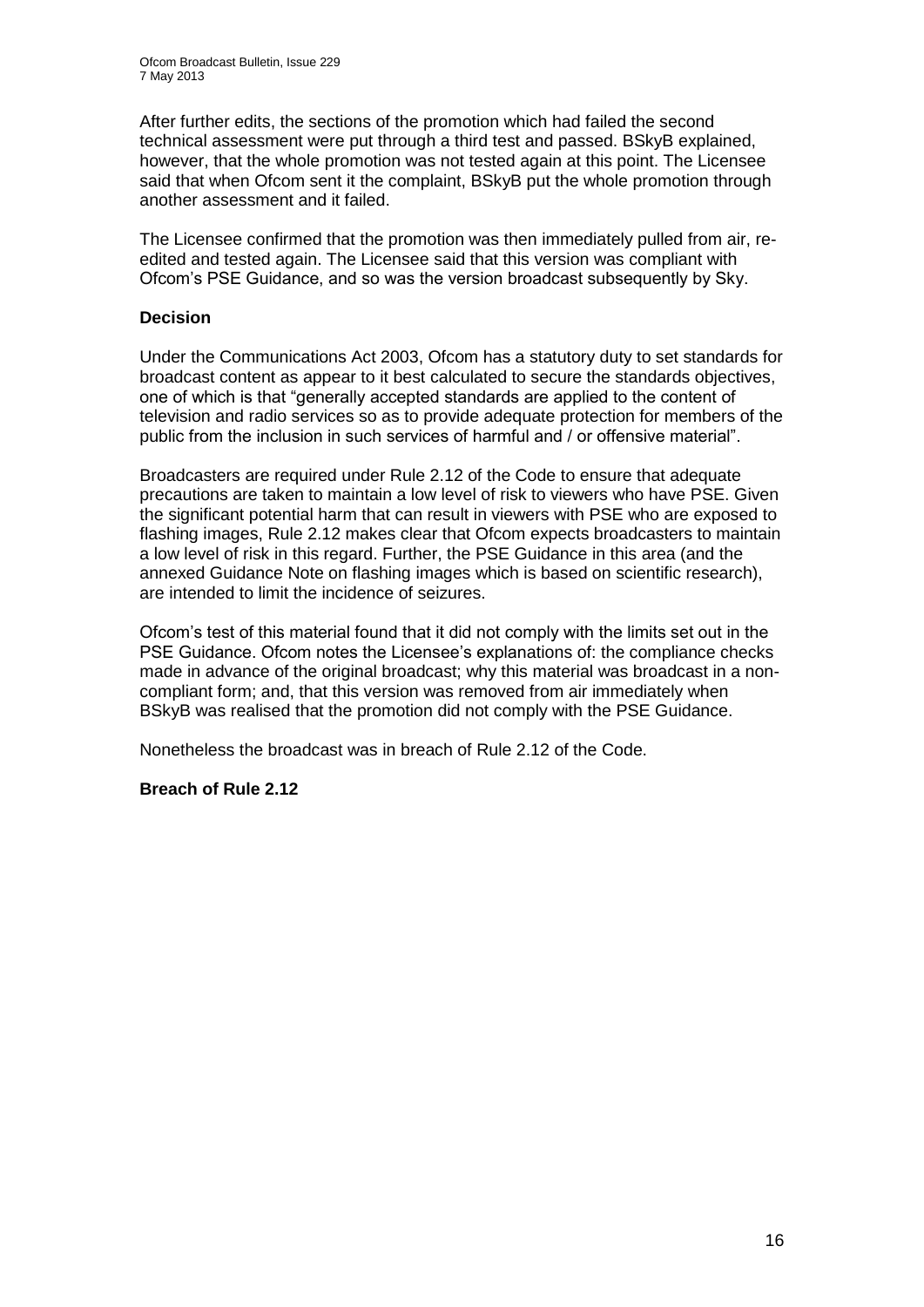After further edits, the sections of the promotion which had failed the second technical assessment were put through a third test and passed. BSkyB explained, however, that the whole promotion was not tested again at this point. The Licensee said that when Ofcom sent it the complaint, BSkyB put the whole promotion through another assessment and it failed.

The Licensee confirmed that the promotion was then immediately pulled from air, re-edited and tested again. The Licensee said that this version was compliant with Ofcom's PSE Guidance, and so was the version broadcast subsequently by Sky.

**Decision**

Under the Communications Act 2003, Ofcom has a statutory duty to set standards for broadcast content as appear to it best calculated to secure the standards objectives, one of which is that "generally accepted standards are applied to the content of television and radio services so as to provide adequate protection for members of the public from the inclusion in such services of harmful and / or offensive material".

Broadcasters are required under Rule 2.12 of the Code to ensure that adequate precautions are taken to maintain a low level of risk to viewers who have PSE. Given the significant potential harm that can result in viewers with PSE who are exposed to flashing images, Rule 2.12 makes clear that Ofcom expects broadcasters to maintain a low level of risk in this regard. Further, the PSE Guidance in this area (and the annexed Guidance Note on flashing images which is based on scientific research), are intended to limit the incidence of seizures.

Ofcom's test of this material found that it did not comply with the limits set out in the PSE Guidance. Ofcom notes the Licensee's explanations of: the compliance checks made in advance of the original broadcast; why this material was broadcast in a non-compliant form; and, that this version was removed from air immediately when BSkyB was realised that the promotion did not comply with the PSE Guidance.

Nonetheless the broadcast was in breach of Rule 2.12 of the Code.

**Breach of Rule 2.12**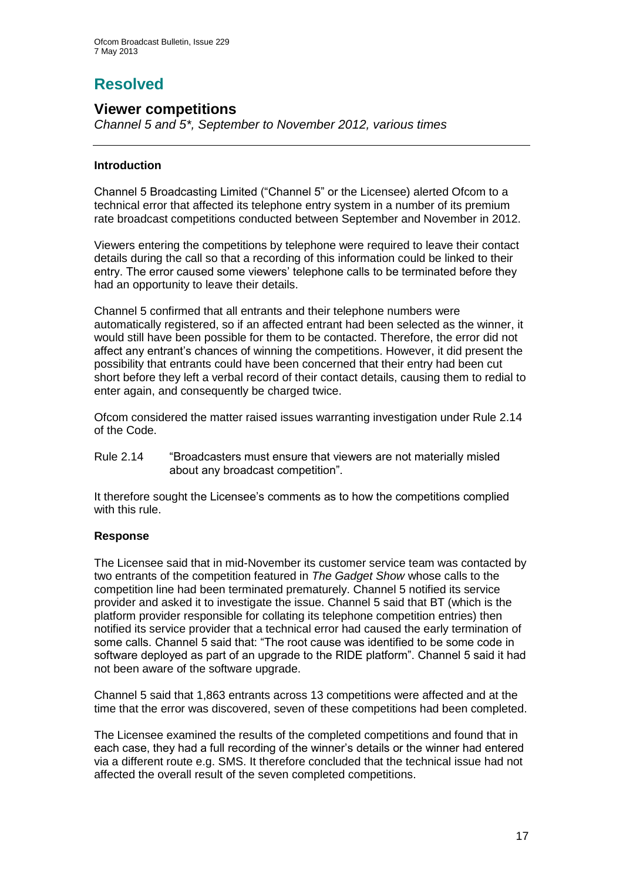# Resolved

## Viewer competitions

*Channel 5 and 5\*, September to November 2012, various times*

---

### Introduction

Channel 5 Broadcasting Limited ("Channel 5" or the Licensee) alerted Ofcom to a technical error that affected its telephone entry system in a number of its premium rate broadcast competitions conducted between September and November in 2012.

Viewers entering the competitions by telephone were required to leave their contact details during the call so that a recording of this information could be linked to their entry. The error caused some viewers' telephone calls to be terminated before they had an opportunity to leave their details.

Channel 5 confirmed that all entrants and their telephone numbers were automatically registered, so if an affected entrant had been selected as the winner, it would still have been possible for them to be contacted. Therefore, the error did not affect any entrant's chances of winning the competitions. However, it did present the possibility that entrants could have been concerned that their entry had been cut short before they left a verbal record of their contact details, causing them to redial to enter again, and consequently be charged twice.

Ofcom considered the matter raised issues warranting investigation under Rule 2.14 of the Code.

Rule 2.14 "Broadcasters must ensure that viewers are not materially misled about any broadcast competition".

It therefore sought the Licensee's comments as to how the competitions complied with this rule.

### Response

The Licensee said that in mid-November its customer service team was contacted by two entrants of the competition featured in *The Gadget Show* whose calls to the competition line had been terminated prematurely. Channel 5 notified its service provider and asked it to investigate the issue. Channel 5 said that BT (which is the platform provider responsible for collating its telephone competition entries) then notified its service provider that a technical error had caused the early termination of some calls. Channel 5 said that: "The root cause was identified to be some code in software deployed as part of an upgrade to the RIDE platform". Channel 5 said it had not been aware of the software upgrade.

Channel 5 said that 1,863 entrants across 13 competitions were affected and at the time that the error was discovered, seven of these competitions had been completed.

The Licensee examined the results of the completed competitions and found that in each case, they had a full recording of the winner's details or the winner had entered via a different route e.g. SMS. It therefore concluded that the technical issue had not affected the overall result of the seven completed competitions.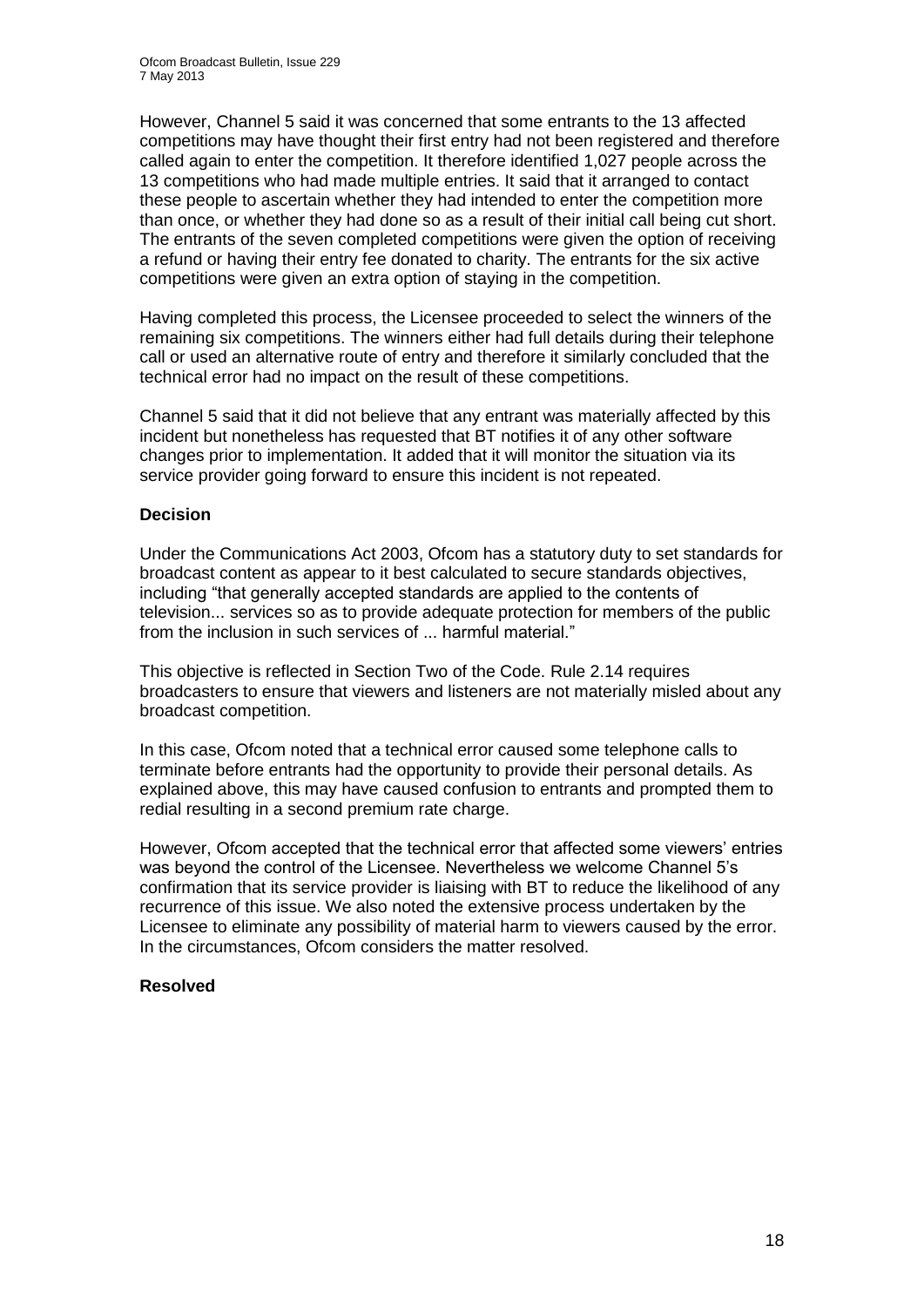However, Channel 5 said it was concerned that some entrants to the 13 affected competitions may have thought their first entry had not been registered and therefore called again to enter the competition. It therefore identified 1,027 people across the 13 competitions who had made multiple entries. It said that it arranged to contact these people to ascertain whether they had intended to enter the competition more than once, or whether they had done so as a result of their initial call being cut short. The entrants of the seven completed competitions were given the option of receiving a refund or having their entry fee donated to charity. The entrants for the six active competitions were given an extra option of staying in the competition.

Having completed this process, the Licensee proceeded to select the winners of the remaining six competitions. The winners either had full details during their telephone call or used an alternative route of entry and therefore it similarly concluded that the technical error had no impact on the result of these competitions.

Channel 5 said that it did not believe that any entrant was materially affected by this incident but nonetheless has requested that BT notifies it of any other software changes prior to implementation. It added that it will monitor the situation via its service provider going forward to ensure this incident is not repeated.

**Decision**

Under the Communications Act 2003, Ofcom has a statutory duty to set standards for broadcast content as appear to it best calculated to secure standards objectives, including "that generally accepted standards are applied to the contents of television... services so as to provide adequate protection for members of the public from the inclusion in such services of ... harmful material."

This objective is reflected in Section Two of the Code. Rule 2.14 requires broadcasters to ensure that viewers and listeners are not materially misled about any broadcast competition.

In this case, Ofcom noted that a technical error caused some telephone calls to terminate before entrants had the opportunity to provide their personal details. As explained above, this may have caused confusion to entrants and prompted them to redial resulting in a second premium rate charge.

However, Ofcom accepted that the technical error that affected some viewers' entries was beyond the control of the Licensee. Nevertheless we welcome Channel 5's confirmation that its service provider is liaising with BT to reduce the likelihood of any recurrence of this issue. We also noted the extensive process undertaken by the Licensee to eliminate any possibility of material harm to viewers caused by the error. In the circumstances, Ofcom considers the matter resolved.

**Resolved**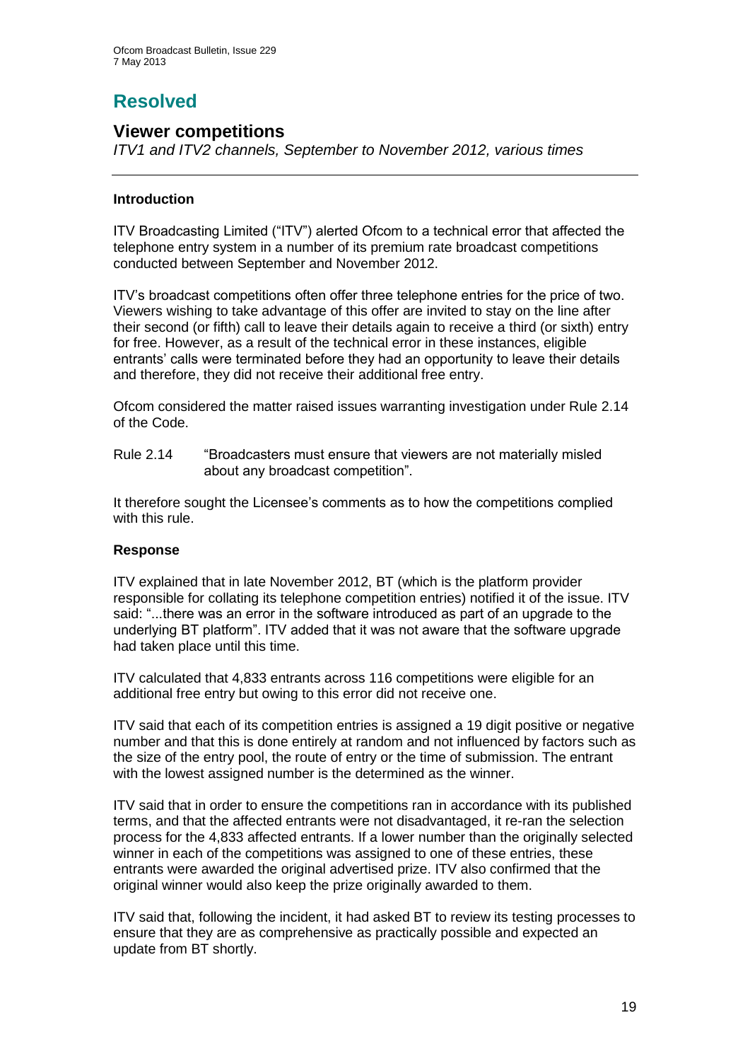# Resolved

## Viewer competitions

*ITV1 and ITV2 channels, September to November 2012, various times*

---

### Introduction

ITV Broadcasting Limited ("ITV") alerted Ofcom to a technical error that affected the telephone entry system in a number of its premium rate broadcast competitions conducted between September and November 2012.

ITV's broadcast competitions often offer three telephone entries for the price of two. Viewers wishing to take advantage of this offer are invited to stay on the line after their second (or fifth) call to leave their details again to receive a third (or sixth) entry for free. However, as a result of the technical error in these instances, eligible entrants' calls were terminated before they had an opportunity to leave their details and therefore, they did not receive their additional free entry.

Ofcom considered the matter raised issues warranting investigation under Rule 2.14 of the Code.

Rule 2.14 "Broadcasters must ensure that viewers are not materially misled about any broadcast competition".

It therefore sought the Licensee's comments as to how the competitions complied with this rule.

### Response

ITV explained that in late November 2012, BT (which is the platform provider responsible for collating its telephone competition entries) notified it of the issue. ITV said: "...there was an error in the software introduced as part of an upgrade to the underlying BT platform". ITV added that it was not aware that the software upgrade had taken place until this time.

ITV calculated that 4,833 entrants across 116 competitions were eligible for an additional free entry but owing to this error did not receive one.

ITV said that each of its competition entries is assigned a 19 digit positive or negative number and that this is done entirely at random and not influenced by factors such as the size of the entry pool, the route of entry or the time of submission. The entrant with the lowest assigned number is the determined as the winner.

ITV said that in order to ensure the competitions ran in accordance with its published terms, and that the affected entrants were not disadvantaged, it re-ran the selection process for the 4,833 affected entrants. If a lower number than the originally selected winner in each of the competitions was assigned to one of these entries, these entrants were awarded the original advertised prize. ITV also confirmed that the original winner would also keep the prize originally awarded to them.

ITV said that, following the incident, it had asked BT to review its testing processes to ensure that they are as comprehensive as practically possible and expected an update from BT shortly.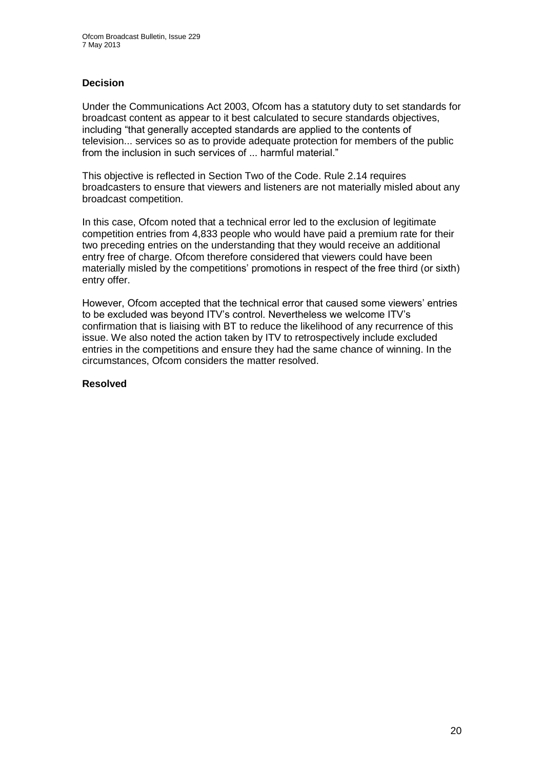### Decision

Under the Communications Act 2003, Ofcom has a statutory duty to set standards for broadcast content as appear to it best calculated to secure standards objectives, including "that generally accepted standards are applied to the contents of television... services so as to provide adequate protection for members of the public from the inclusion in such services of ... harmful material."

This objective is reflected in Section Two of the Code. Rule 2.14 requires broadcasters to ensure that viewers and listeners are not materially misled about any broadcast competition.

In this case, Ofcom noted that a technical error led to the exclusion of legitimate competition entries from 4,833 people who would have paid a premium rate for their two preceding entries on the understanding that they would receive an additional entry free of charge. Ofcom therefore considered that viewers could have been materially misled by the competitions' promotions in respect of the free third (or sixth) entry offer.

However, Ofcom accepted that the technical error that caused some viewers' entries to be excluded was beyond ITV's control. Nevertheless we welcome ITV's confirmation that is liaising with BT to reduce the likelihood of any recurrence of this issue. We also noted the action taken by ITV to retrospectively include excluded entries in the competitions and ensure they had the same chance of winning. In the circumstances, Ofcom considers the matter resolved.

### Resolved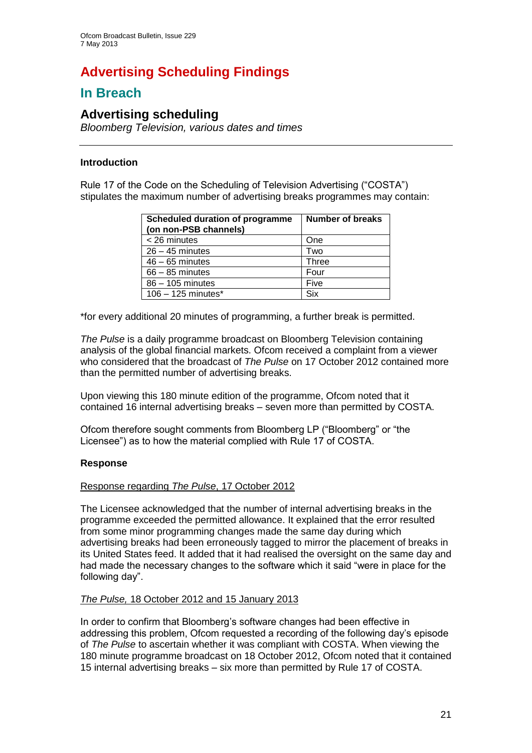# Advertising Scheduling Findings

## In Breach

### Advertising scheduling

*Bloomberg Television, various dates and times*

---

**Introduction**

Rule 17 of the Code on the Scheduling of Television Advertising ("COSTA") stipulates the maximum number of advertising breaks programmes may contain:

| Scheduled duration of programme (on non-PSB channels) | Number of breaks |
|---|---|
| < 26 minutes | One |
| 26 – 45 minutes | Two |
| 46 – 65 minutes | Three |
| 66 – 85 minutes | Four |
| 86 – 105 minutes | Five |
| 106 – 125 minutes* | Six |

*for every additional 20 minutes of programming, a further break is permitted.

*The Pulse* is a daily programme broadcast on Bloomberg Television containing analysis of the global financial markets. Ofcom received a complaint from a viewer who considered that the broadcast of *The Pulse* on 17 October 2012 contained more than the permitted number of advertising breaks.

Upon viewing this 180 minute edition of the programme, Ofcom noted that it contained 16 internal advertising breaks – seven more than permitted by COSTA.

Ofcom therefore sought comments from Bloomberg LP ("Bloomberg" or "the Licensee") as to how the material complied with Rule 17 of COSTA.

**Response**

Response regarding *The Pulse*, 17 October 2012

The Licensee acknowledged that the number of internal advertising breaks in the programme exceeded the permitted allowance. It explained that the error resulted from some minor programming changes made the same day during which advertising breaks had been erroneously tagged to mirror the placement of breaks in its United States feed. It added that it had realised the oversight on the same day and had made the necessary changes to the software which it said "were in place for the following day".

*The Pulse,* 18 October 2012 and 15 January 2013

In order to confirm that Bloomberg's software changes had been effective in addressing this problem, Ofcom requested a recording of the following day's episode of *The Pulse* to ascertain whether it was compliant with COSTA. When viewing the 180 minute programme broadcast on 18 October 2012, Ofcom noted that it contained 15 internal advertising breaks – six more than permitted by Rule 17 of COSTA.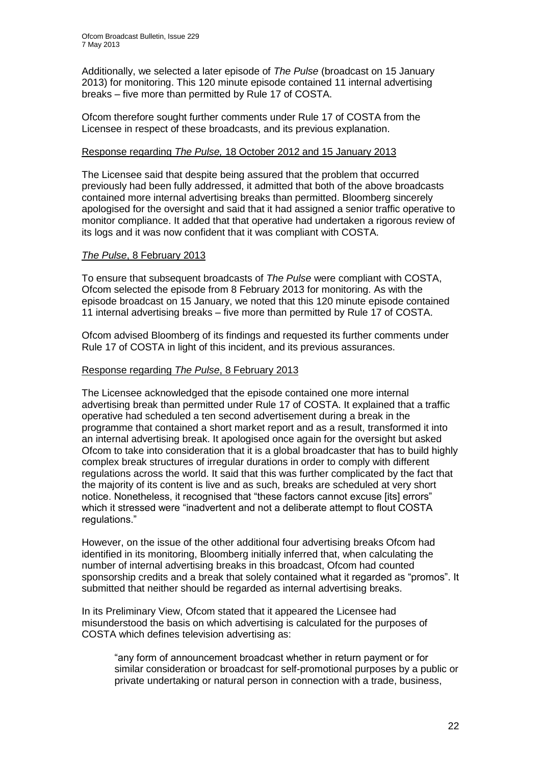Additionally, we selected a later episode of *The Pulse* (broadcast on 15 January 2013) for monitoring. This 120 minute episode contained 11 internal advertising breaks – five more than permitted by Rule 17 of COSTA.

Ofcom therefore sought further comments under Rule 17 of COSTA from the Licensee in respect of these broadcasts, and its previous explanation.

Response regarding *The Pulse,* 18 October 2012 and 15 January 2013

The Licensee said that despite being assured that the problem that occurred previously had been fully addressed, it admitted that both of the above broadcasts contained more internal advertising breaks than permitted. Bloomberg sincerely apologised for the oversight and said that it had assigned a senior traffic operative to monitor compliance. It added that that operative had undertaken a rigorous review of its logs and it was now confident that it was compliant with COSTA.

*The Pulse*, 8 February 2013

To ensure that subsequent broadcasts of *The Pulse* were compliant with COSTA, Ofcom selected the episode from 8 February 2013 for monitoring. As with the episode broadcast on 15 January, we noted that this 120 minute episode contained 11 internal advertising breaks – five more than permitted by Rule 17 of COSTA.

Ofcom advised Bloomberg of its findings and requested its further comments under Rule 17 of COSTA in light of this incident, and its previous assurances.

Response regarding *The Pulse*, 8 February 2013

The Licensee acknowledged that the episode contained one more internal advertising break than permitted under Rule 17 of COSTA. It explained that a traffic operative had scheduled a ten second advertisement during a break in the programme that contained a short market report and as a result, transformed it into an internal advertising break. It apologised once again for the oversight but asked Ofcom to take into consideration that it is a global broadcaster that has to build highly complex break structures of irregular durations in order to comply with different regulations across the world. It said that this was further complicated by the fact that the majority of its content is live and as such, breaks are scheduled at very short notice. Nonetheless, it recognised that "these factors cannot excuse [its] errors" which it stressed were "inadvertent and not a deliberate attempt to flout COSTA regulations."

However, on the issue of the other additional four advertising breaks Ofcom had identified in its monitoring, Bloomberg initially inferred that, when calculating the number of internal advertising breaks in this broadcast, Ofcom had counted sponsorship credits and a break that solely contained what it regarded as "promos". It submitted that neither should be regarded as internal advertising breaks.

In its Preliminary View, Ofcom stated that it appeared the Licensee had misunderstood the basis on which advertising is calculated for the purposes of COSTA which defines television advertising as:

> "any form of announcement broadcast whether in return payment or for similar consideration or broadcast for self-promotional purposes by a public or private undertaking or natural person in connection with a trade, business,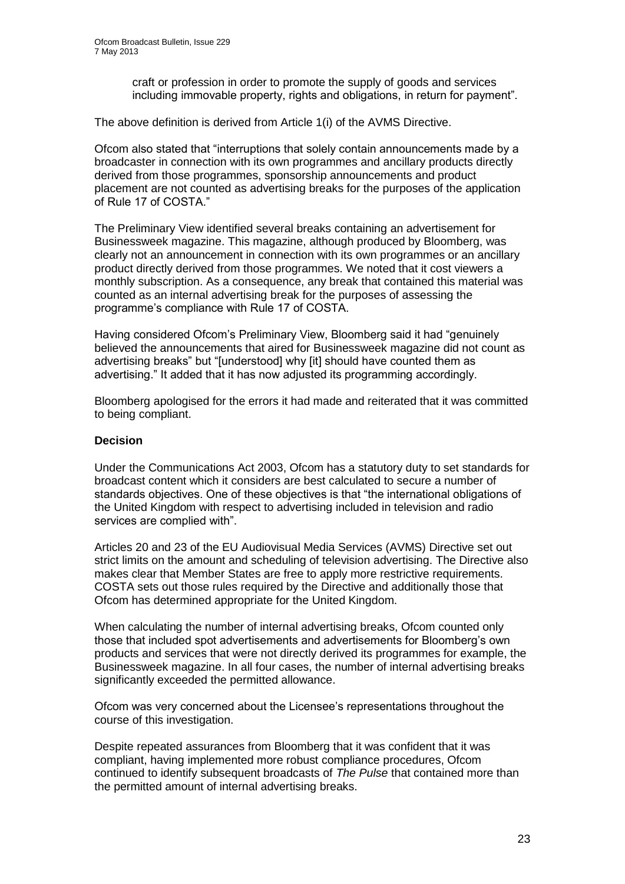craft or profession in order to promote the supply of goods and services including immovable property, rights and obligations, in return for payment".

The above definition is derived from Article 1(i) of the AVMS Directive.

Ofcom also stated that "interruptions that solely contain announcements made by a broadcaster in connection with its own programmes and ancillary products directly derived from those programmes, sponsorship announcements and product placement are not counted as advertising breaks for the purposes of the application of Rule 17 of COSTA."

The Preliminary View identified several breaks containing an advertisement for Businessweek magazine. This magazine, although produced by Bloomberg, was clearly not an announcement in connection with its own programmes or an ancillary product directly derived from those programmes. We noted that it cost viewers a monthly subscription. As a consequence, any break that contained this material was counted as an internal advertising break for the purposes of assessing the programme's compliance with Rule 17 of COSTA.

Having considered Ofcom's Preliminary View, Bloomberg said it had "genuinely believed the announcements that aired for Businessweek magazine did not count as advertising breaks" but "[understood] why [it] should have counted them as advertising." It added that it has now adjusted its programming accordingly.

Bloomberg apologised for the errors it had made and reiterated that it was committed to being compliant.

**Decision**

Under the Communications Act 2003, Ofcom has a statutory duty to set standards for broadcast content which it considers are best calculated to secure a number of standards objectives. One of these objectives is that "the international obligations of the United Kingdom with respect to advertising included in television and radio services are complied with".

Articles 20 and 23 of the EU Audiovisual Media Services (AVMS) Directive set out strict limits on the amount and scheduling of television advertising. The Directive also makes clear that Member States are free to apply more restrictive requirements. COSTA sets out those rules required by the Directive and additionally those that Ofcom has determined appropriate for the United Kingdom.

When calculating the number of internal advertising breaks, Ofcom counted only those that included spot advertisements and advertisements for Bloomberg's own products and services that were not directly derived its programmes for example, the Businessweek magazine. In all four cases, the number of internal advertising breaks significantly exceeded the permitted allowance.

Ofcom was very concerned about the Licensee's representations throughout the course of this investigation.

Despite repeated assurances from Bloomberg that it was confident that it was compliant, having implemented more robust compliance procedures, Ofcom continued to identify subsequent broadcasts of *The Pulse* that contained more than the permitted amount of internal advertising breaks.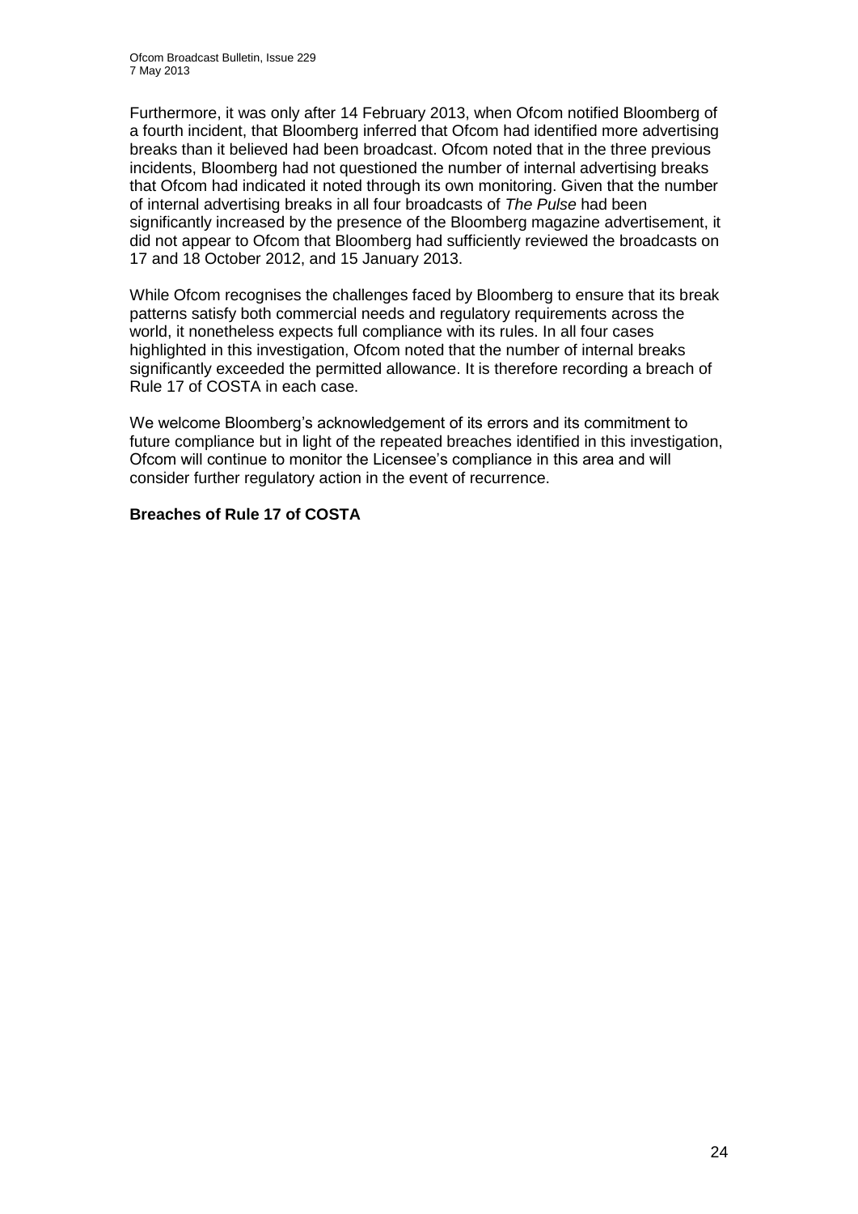Furthermore, it was only after 14 February 2013, when Ofcom notified Bloomberg of a fourth incident, that Bloomberg inferred that Ofcom had identified more advertising breaks than it believed had been broadcast. Ofcom noted that in the three previous incidents, Bloomberg had not questioned the number of internal advertising breaks that Ofcom had indicated it noted through its own monitoring. Given that the number of internal advertising breaks in all four broadcasts of *The Pulse* had been significantly increased by the presence of the Bloomberg magazine advertisement, it did not appear to Ofcom that Bloomberg had sufficiently reviewed the broadcasts on 17 and 18 October 2012, and 15 January 2013.

While Ofcom recognises the challenges faced by Bloomberg to ensure that its break patterns satisfy both commercial needs and regulatory requirements across the world, it nonetheless expects full compliance with its rules. In all four cases highlighted in this investigation, Ofcom noted that the number of internal breaks significantly exceeded the permitted allowance. It is therefore recording a breach of Rule 17 of COSTA in each case.

We welcome Bloomberg's acknowledgement of its errors and its commitment to future compliance but in light of the repeated breaches identified in this investigation, Ofcom will continue to monitor the Licensee's compliance in this area and will consider further regulatory action in the event of recurrence.

**Breaches of Rule 17 of COSTA**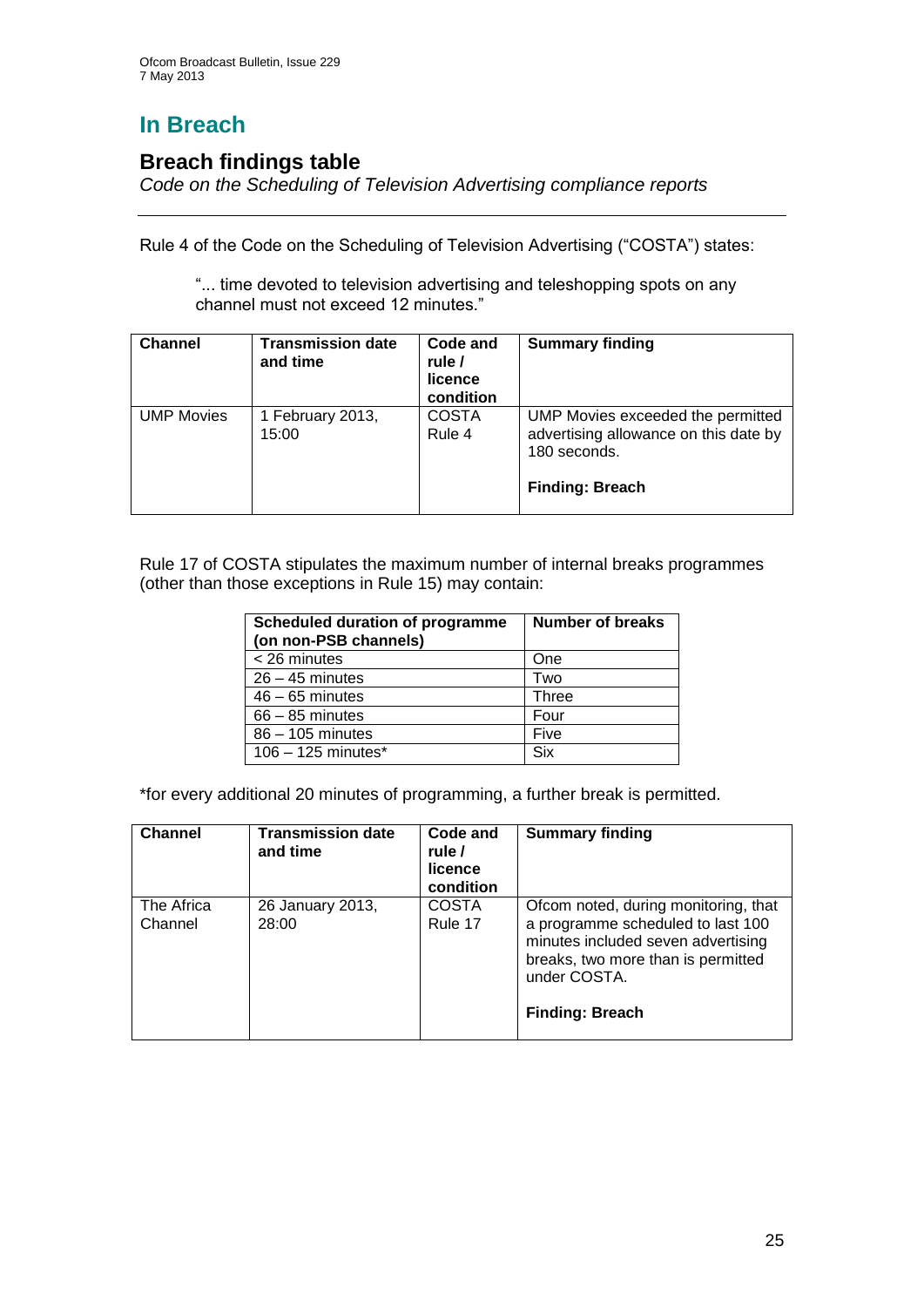# In Breach

## Breach findings table

*Code on the Scheduling of Television Advertising compliance reports*

---

Rule 4 of the Code on the Scheduling of Television Advertising ("COSTA") states:

> "... time devoted to television advertising and teleshopping spots on any channel must not exceed 12 minutes."

| Channel | Transmission date and time | Code and rule / licence condition | Summary finding |
|---|---|---|---|
| UMP Movies | 1 February 2013, 15:00 | COSTA Rule 4 | UMP Movies exceeded the permitted advertising allowance on this date by 180 seconds.<br><br>**Finding: Breach** |

Rule 17 of COSTA stipulates the maximum number of internal breaks programmes (other than those exceptions in Rule 15) may contain:

| Scheduled duration of programme (on non-PSB channels) | Number of breaks |
|---|---|
| < 26 minutes | One |
| 26 – 45 minutes | Two |
| 46 – 65 minutes | Three |
| 66 – 85 minutes | Four |
| 86 – 105 minutes | Five |
| 106 – 125 minutes* | Six |

*for every additional 20 minutes of programming, a further break is permitted.

| Channel | Transmission date and time | Code and rule / licence condition | Summary finding |
|---|---|---|---|
| The Africa Channel | 26 January 2013, 28:00 | COSTA Rule 17 | Ofcom noted, during monitoring, that a programme scheduled to last 100 minutes included seven advertising breaks, two more than is permitted under COSTA.<br><br>**Finding: Breach** |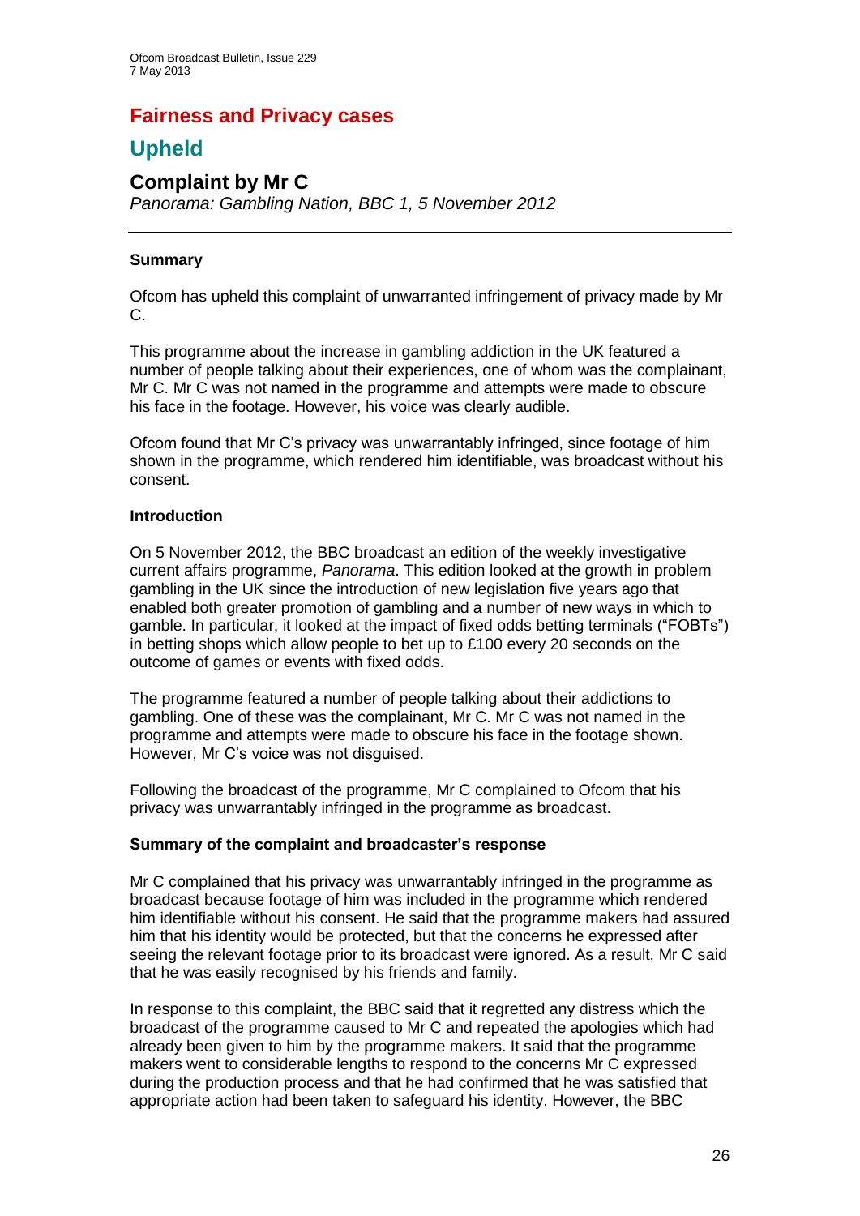# Fairness and Privacy cases

## Upheld

### Complaint by Mr C

*Panorama: Gambling Nation, BBC 1, 5 November 2012*

---

#### Summary

Ofcom has upheld this complaint of unwarranted infringement of privacy made by Mr C.

This programme about the increase in gambling addiction in the UK featured a number of people talking about their experiences, one of whom was the complainant, Mr C. Mr C was not named in the programme and attempts were made to obscure his face in the footage. However, his voice was clearly audible.

Ofcom found that Mr C's privacy was unwarrantably infringed, since footage of him shown in the programme, which rendered him identifiable, was broadcast without his consent.

#### Introduction

On 5 November 2012, the BBC broadcast an edition of the weekly investigative current affairs programme, *Panorama*. This edition looked at the growth in problem gambling in the UK since the introduction of new legislation five years ago that enabled both greater promotion of gambling and a number of new ways in which to gamble. In particular, it looked at the impact of fixed odds betting terminals ("FOBTs") in betting shops which allow people to bet up to £100 every 20 seconds on the outcome of games or events with fixed odds.

The programme featured a number of people talking about their addictions to gambling. One of these was the complainant, Mr C. Mr C was not named in the programme and attempts were made to obscure his face in the footage shown. However, Mr C's voice was not disguised.

Following the broadcast of the programme, Mr C complained to Ofcom that his privacy was unwarrantably infringed in the programme as broadcast**.**

#### Summary of the complaint and broadcaster's response

Mr C complained that his privacy was unwarrantably infringed in the programme as broadcast because footage of him was included in the programme which rendered him identifiable without his consent. He said that the programme makers had assured him that his identity would be protected, but that the concerns he expressed after seeing the relevant footage prior to its broadcast were ignored. As a result, Mr C said that he was easily recognised by his friends and family.

In response to this complaint, the BBC said that it regretted any distress which the broadcast of the programme caused to Mr C and repeated the apologies which had already been given to him by the programme makers. It said that the programme makers went to considerable lengths to respond to the concerns Mr C expressed during the production process and that he had confirmed that he was satisfied that appropriate action had been taken to safeguard his identity. However, the BBC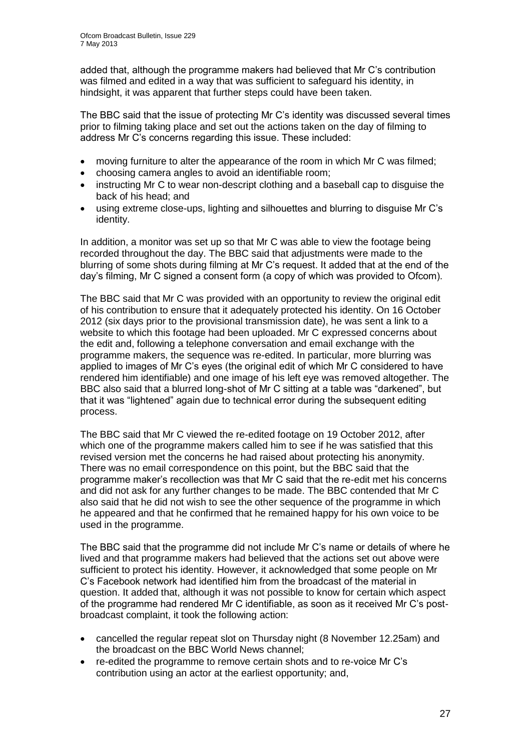added that, although the programme makers had believed that Mr C's contribution was filmed and edited in a way that was sufficient to safeguard his identity, in hindsight, it was apparent that further steps could have been taken.

The BBC said that the issue of protecting Mr C's identity was discussed several times prior to filming taking place and set out the actions taken on the day of filming to address Mr C's concerns regarding this issue. These included:

- moving furniture to alter the appearance of the room in which Mr C was filmed;
- choosing camera angles to avoid an identifiable room;
- instructing Mr C to wear non-descript clothing and a baseball cap to disguise the back of his head; and
- using extreme close-ups, lighting and silhouettes and blurring to disguise Mr C's identity.

In addition, a monitor was set up so that Mr C was able to view the footage being recorded throughout the day. The BBC said that adjustments were made to the blurring of some shots during filming at Mr C's request. It added that at the end of the day's filming, Mr C signed a consent form (a copy of which was provided to Ofcom).

The BBC said that Mr C was provided with an opportunity to review the original edit of his contribution to ensure that it adequately protected his identity. On 16 October 2012 (six days prior to the provisional transmission date), he was sent a link to a website to which this footage had been uploaded. Mr C expressed concerns about the edit and, following a telephone conversation and email exchange with the programme makers, the sequence was re-edited. In particular, more blurring was applied to images of Mr C's eyes (the original edit of which Mr C considered to have rendered him identifiable) and one image of his left eye was removed altogether. The BBC also said that a blurred long-shot of Mr C sitting at a table was "darkened", but that it was "lightened" again due to technical error during the subsequent editing process.

The BBC said that Mr C viewed the re-edited footage on 19 October 2012, after which one of the programme makers called him to see if he was satisfied that this revised version met the concerns he had raised about protecting his anonymity. There was no email correspondence on this point, but the BBC said that the programme maker's recollection was that Mr C said that the re-edit met his concerns and did not ask for any further changes to be made. The BBC contended that Mr C also said that he did not wish to see the other sequence of the programme in which he appeared and that he confirmed that he remained happy for his own voice to be used in the programme.

The BBC said that the programme did not include Mr C's name or details of where he lived and that programme makers had believed that the actions set out above were sufficient to protect his identity. However, it acknowledged that some people on Mr C's Facebook network had identified him from the broadcast of the material in question. It added that, although it was not possible to know for certain which aspect of the programme had rendered Mr C identifiable, as soon as it received Mr C's post-broadcast complaint, it took the following action:

- cancelled the regular repeat slot on Thursday night (8 November 12.25am) and the broadcast on the BBC World News channel;
- re-edited the programme to remove certain shots and to re-voice Mr C's contribution using an actor at the earliest opportunity; and,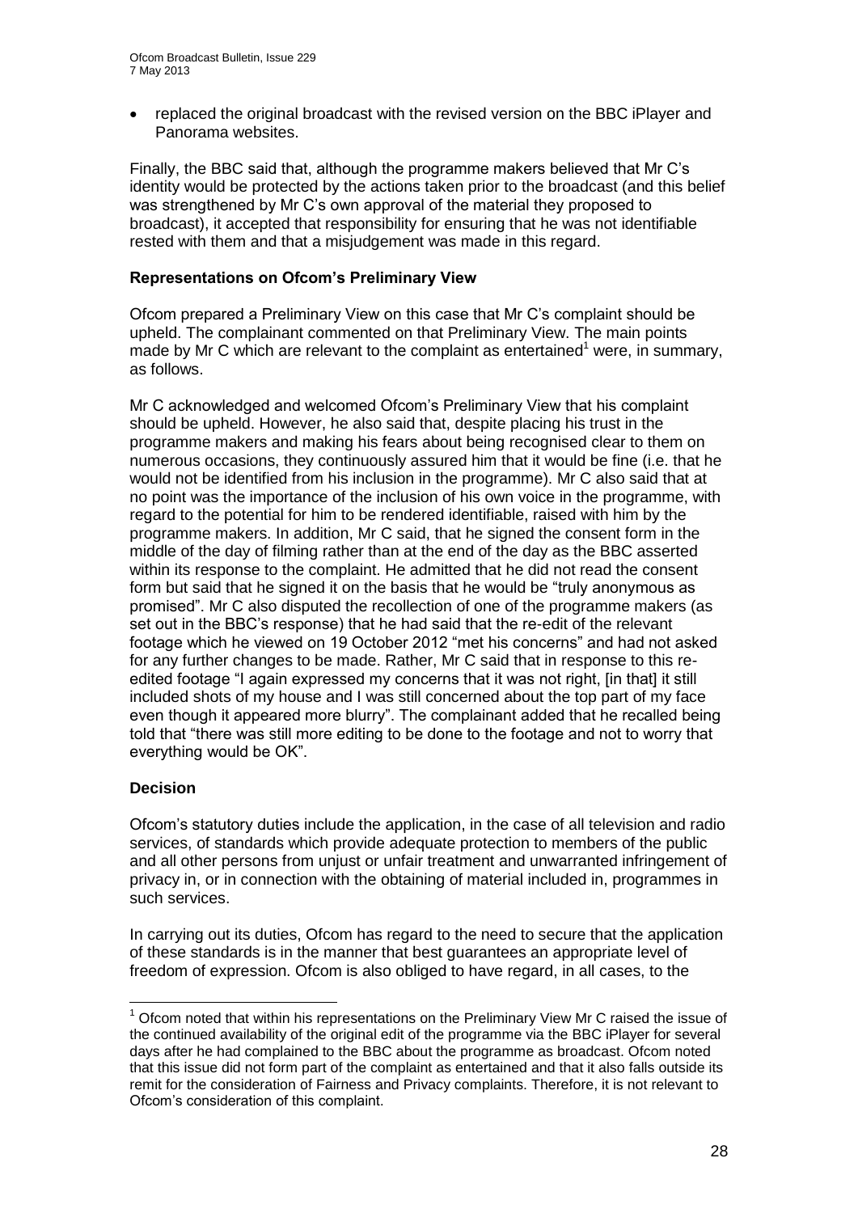- replaced the original broadcast with the revised version on the BBC iPlayer and Panorama websites.

Finally, the BBC said that, although the programme makers believed that Mr C's identity would be protected by the actions taken prior to the broadcast (and this belief was strengthened by Mr C's own approval of the material they proposed to broadcast), it accepted that responsibility for ensuring that he was not identifiable rested with them and that a misjudgement was made in this regard.

**Representations on Ofcom's Preliminary View**

Ofcom prepared a Preliminary View on this case that Mr C's complaint should be upheld. The complainant commented on that Preliminary View. The main points made by Mr C which are relevant to the complaint as entertained[1] were, in summary, as follows.

Mr C acknowledged and welcomed Ofcom's Preliminary View that his complaint should be upheld. However, he also said that, despite placing his trust in the programme makers and making his fears about being recognised clear to them on numerous occasions, they continuously assured him that it would be fine (i.e. that he would not be identified from his inclusion in the programme). Mr C also said that at no point was the importance of the inclusion of his own voice in the programme, with regard to the potential for him to be rendered identifiable, raised with him by the programme makers. In addition, Mr C said, that he signed the consent form in the middle of the day of filming rather than at the end of the day as the BBC asserted within its response to the complaint. He admitted that he did not read the consent form but said that he signed it on the basis that he would be "truly anonymous as promised". Mr C also disputed the recollection of one of the programme makers (as set out in the BBC's response) that he had said that the re-edit of the relevant footage which he viewed on 19 October 2012 "met his concerns" and had not asked for any further changes to be made. Rather, Mr C said that in response to this re-edited footage "I again expressed my concerns that it was not right, [in that] it still included shots of my house and I was still concerned about the top part of my face even though it appeared more blurry". The complainant added that he recalled being told that "there was still more editing to be done to the footage and not to worry that everything would be OK".

**Decision**

Ofcom's statutory duties include the application, in the case of all television and radio services, of standards which provide adequate protection to members of the public and all other persons from unjust or unfair treatment and unwarranted infringement of privacy in, or in connection with the obtaining of material included in, programmes in such services.

In carrying out its duties, Ofcom has regard to the need to secure that the application of these standards is in the manner that best guarantees an appropriate level of freedom of expression. Ofcom is also obliged to have regard, in all cases, to the

---

[1] Ofcom noted that within his representations on the Preliminary View Mr C raised the issue of the continued availability of the original edit of the programme via the BBC iPlayer for several days after he had complained to the BBC about the programme as broadcast. Ofcom noted that this issue did not form part of the complaint as entertained and that it also falls outside its remit for the consideration of Fairness and Privacy complaints. Therefore, it is not relevant to Ofcom's consideration of this complaint.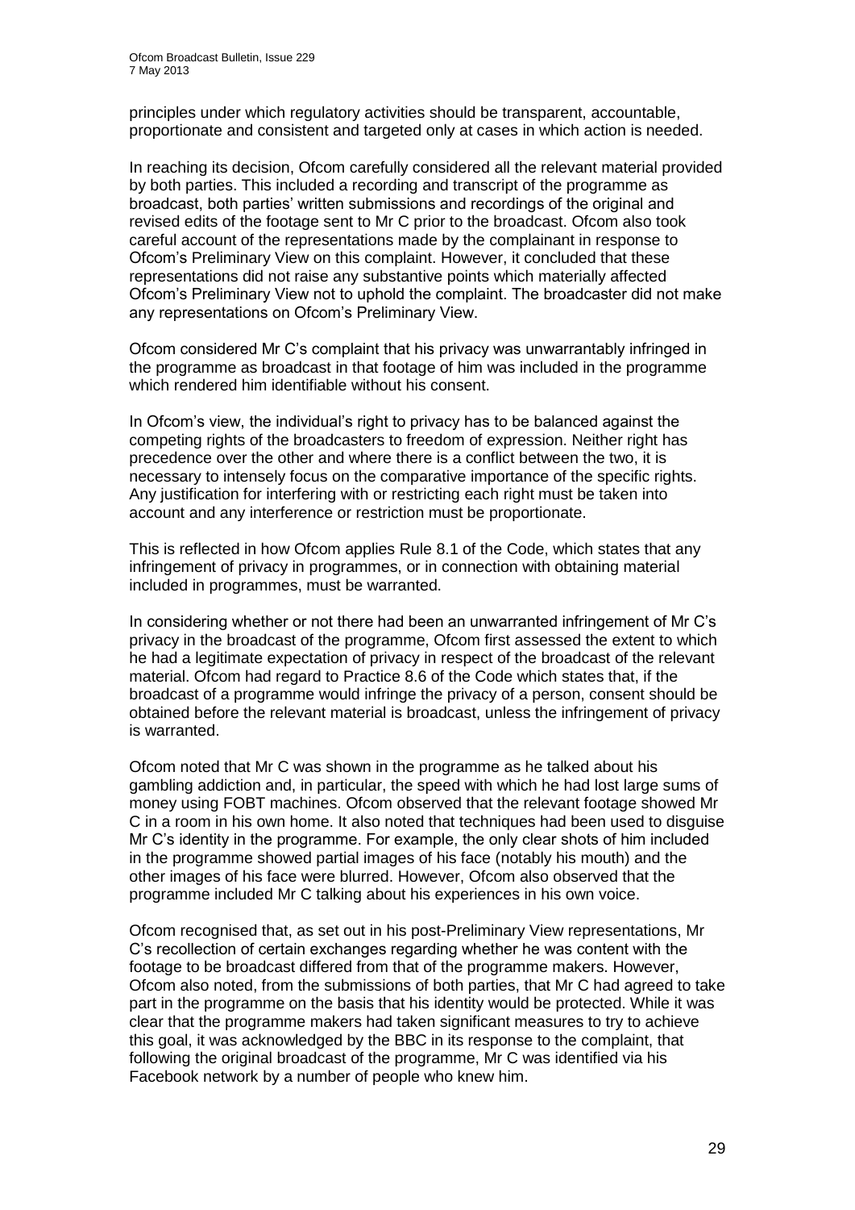principles under which regulatory activities should be transparent, accountable, proportionate and consistent and targeted only at cases in which action is needed.

In reaching its decision, Ofcom carefully considered all the relevant material provided by both parties. This included a recording and transcript of the programme as broadcast, both parties' written submissions and recordings of the original and revised edits of the footage sent to Mr C prior to the broadcast. Ofcom also took careful account of the representations made by the complainant in response to Ofcom's Preliminary View on this complaint. However, it concluded that these representations did not raise any substantive points which materially affected Ofcom's Preliminary View not to uphold the complaint. The broadcaster did not make any representations on Ofcom's Preliminary View.

Ofcom considered Mr C's complaint that his privacy was unwarrantably infringed in the programme as broadcast in that footage of him was included in the programme which rendered him identifiable without his consent.

In Ofcom's view, the individual's right to privacy has to be balanced against the competing rights of the broadcasters to freedom of expression. Neither right has precedence over the other and where there is a conflict between the two, it is necessary to intensely focus on the comparative importance of the specific rights. Any justification for interfering with or restricting each right must be taken into account and any interference or restriction must be proportionate.

This is reflected in how Ofcom applies Rule 8.1 of the Code, which states that any infringement of privacy in programmes, or in connection with obtaining material included in programmes, must be warranted.

In considering whether or not there had been an unwarranted infringement of Mr C's privacy in the broadcast of the programme, Ofcom first assessed the extent to which he had a legitimate expectation of privacy in respect of the broadcast of the relevant material. Ofcom had regard to Practice 8.6 of the Code which states that, if the broadcast of a programme would infringe the privacy of a person, consent should be obtained before the relevant material is broadcast, unless the infringement of privacy is warranted.

Ofcom noted that Mr C was shown in the programme as he talked about his gambling addiction and, in particular, the speed with which he had lost large sums of money using FOBT machines. Ofcom observed that the relevant footage showed Mr C in a room in his own home. It also noted that techniques had been used to disguise Mr C's identity in the programme. For example, the only clear shots of him included in the programme showed partial images of his face (notably his mouth) and the other images of his face were blurred. However, Ofcom also observed that the programme included Mr C talking about his experiences in his own voice.

Ofcom recognised that, as set out in his post-Preliminary View representations, Mr C's recollection of certain exchanges regarding whether he was content with the footage to be broadcast differed from that of the programme makers. However, Ofcom also noted, from the submissions of both parties, that Mr C had agreed to take part in the programme on the basis that his identity would be protected. While it was clear that the programme makers had taken significant measures to try to achieve this goal, it was acknowledged by the BBC in its response to the complaint, that following the original broadcast of the programme, Mr C was identified via his Facebook network by a number of people who knew him.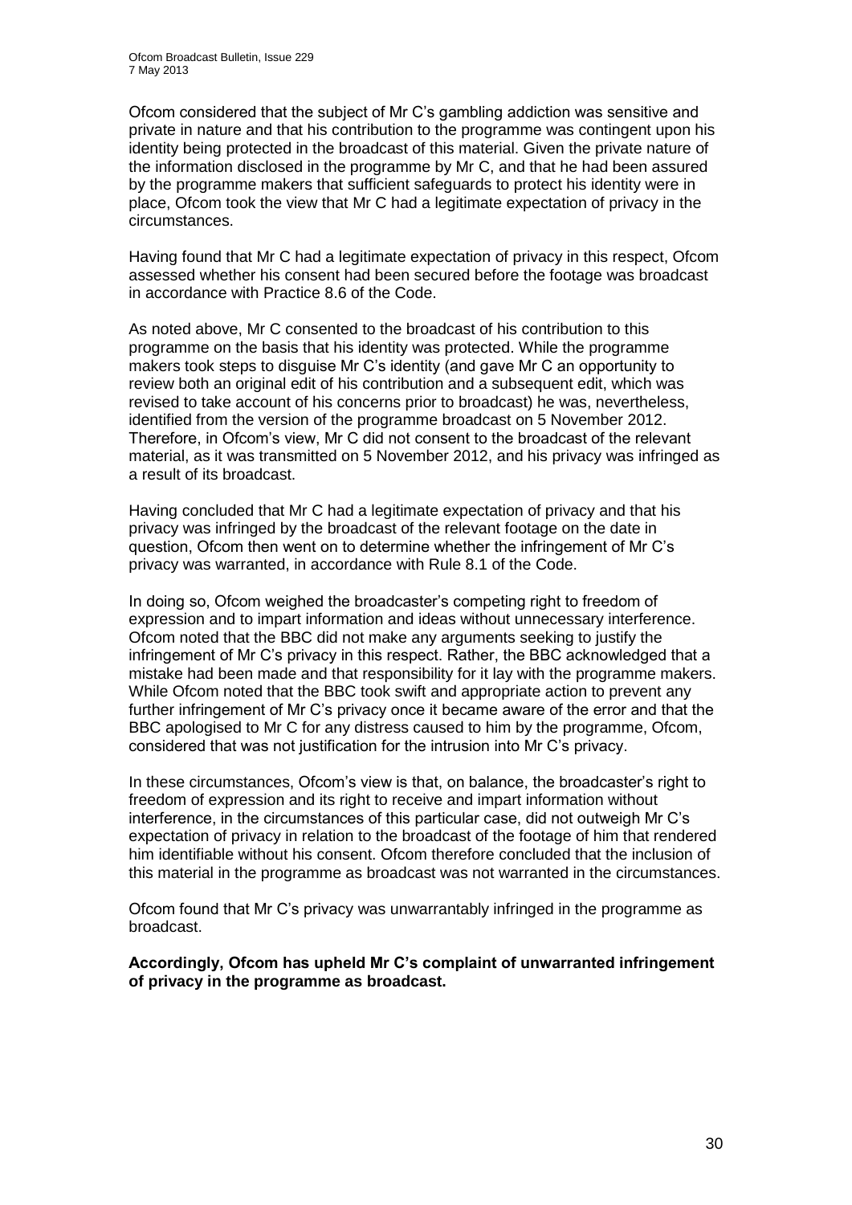Ofcom considered that the subject of Mr C's gambling addiction was sensitive and private in nature and that his contribution to the programme was contingent upon his identity being protected in the broadcast of this material. Given the private nature of the information disclosed in the programme by Mr C, and that he had been assured by the programme makers that sufficient safeguards to protect his identity were in place, Ofcom took the view that Mr C had a legitimate expectation of privacy in the circumstances.

Having found that Mr C had a legitimate expectation of privacy in this respect, Ofcom assessed whether his consent had been secured before the footage was broadcast in accordance with Practice 8.6 of the Code.

As noted above, Mr C consented to the broadcast of his contribution to this programme on the basis that his identity was protected. While the programme makers took steps to disguise Mr C's identity (and gave Mr C an opportunity to review both an original edit of his contribution and a subsequent edit, which was revised to take account of his concerns prior to broadcast) he was, nevertheless, identified from the version of the programme broadcast on 5 November 2012. Therefore, in Ofcom's view, Mr C did not consent to the broadcast of the relevant material, as it was transmitted on 5 November 2012, and his privacy was infringed as a result of its broadcast.

Having concluded that Mr C had a legitimate expectation of privacy and that his privacy was infringed by the broadcast of the relevant footage on the date in question, Ofcom then went on to determine whether the infringement of Mr C's privacy was warranted, in accordance with Rule 8.1 of the Code.

In doing so, Ofcom weighed the broadcaster's competing right to freedom of expression and to impart information and ideas without unnecessary interference. Ofcom noted that the BBC did not make any arguments seeking to justify the infringement of Mr C's privacy in this respect. Rather, the BBC acknowledged that a mistake had been made and that responsibility for it lay with the programme makers. While Ofcom noted that the BBC took swift and appropriate action to prevent any further infringement of Mr C's privacy once it became aware of the error and that the BBC apologised to Mr C for any distress caused to him by the programme, Ofcom, considered that was not justification for the intrusion into Mr C's privacy.

In these circumstances, Ofcom's view is that, on balance, the broadcaster's right to freedom of expression and its right to receive and impart information without interference, in the circumstances of this particular case, did not outweigh Mr C's expectation of privacy in relation to the broadcast of the footage of him that rendered him identifiable without his consent. Ofcom therefore concluded that the inclusion of this material in the programme as broadcast was not warranted in the circumstances.

Ofcom found that Mr C's privacy was unwarrantably infringed in the programme as broadcast.

**Accordingly, Ofcom has upheld Mr C's complaint of unwarranted infringement of privacy in the programme as broadcast.**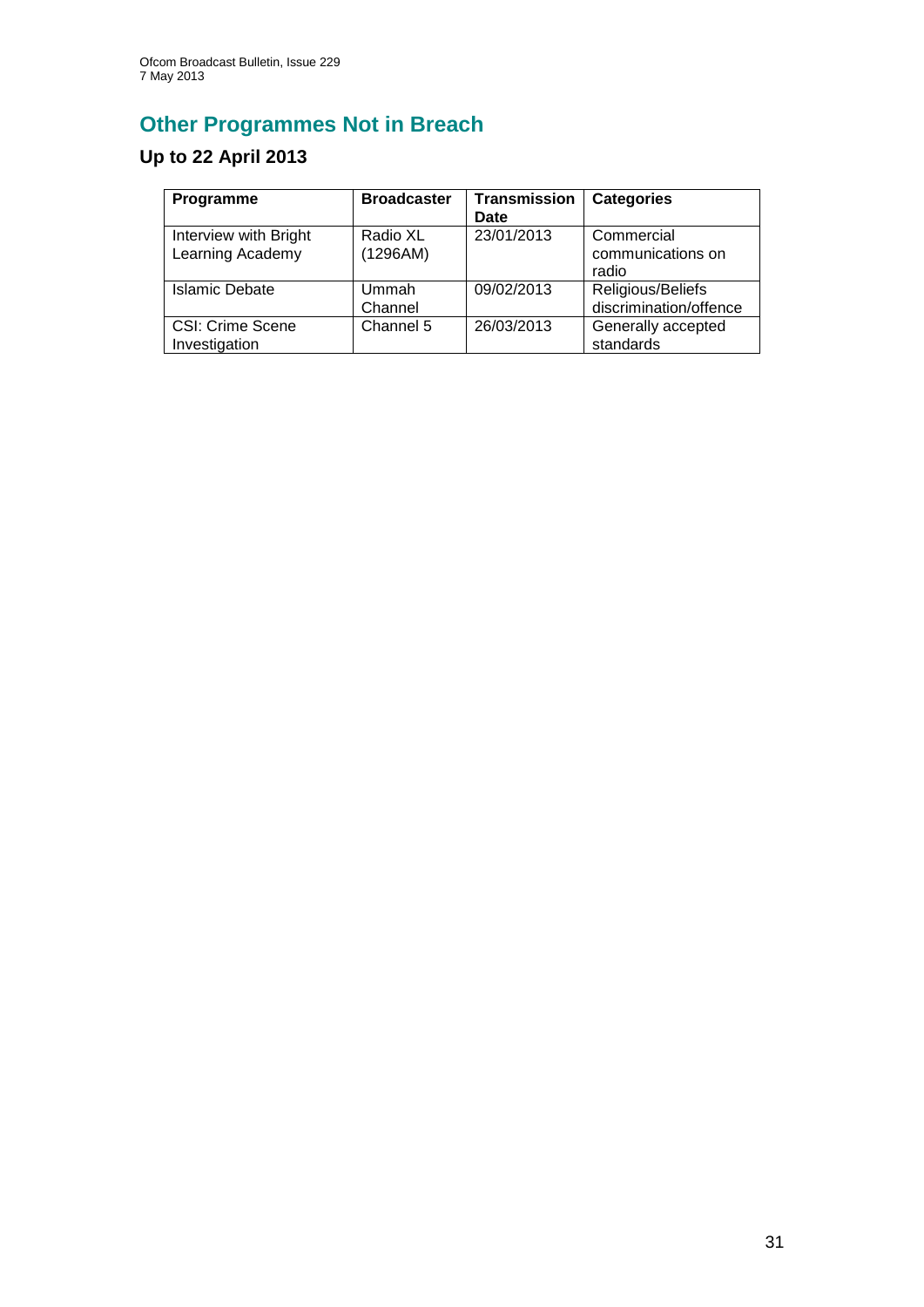## Other Programmes Not in Breach

### Up to 22 April 2013

| Programme | Broadcaster | Transmission Date | Categories |
|---|---|---|---|
| Interview with Bright Learning Academy | Radio XL (1296AM) | 23/01/2013 | Commercial communications on radio |
| Islamic Debate | Ummah Channel | 09/02/2013 | Religious/Beliefs discrimination/offence |
| CSI: Crime Scene Investigation | Channel 5 | 26/03/2013 | Generally accepted standards |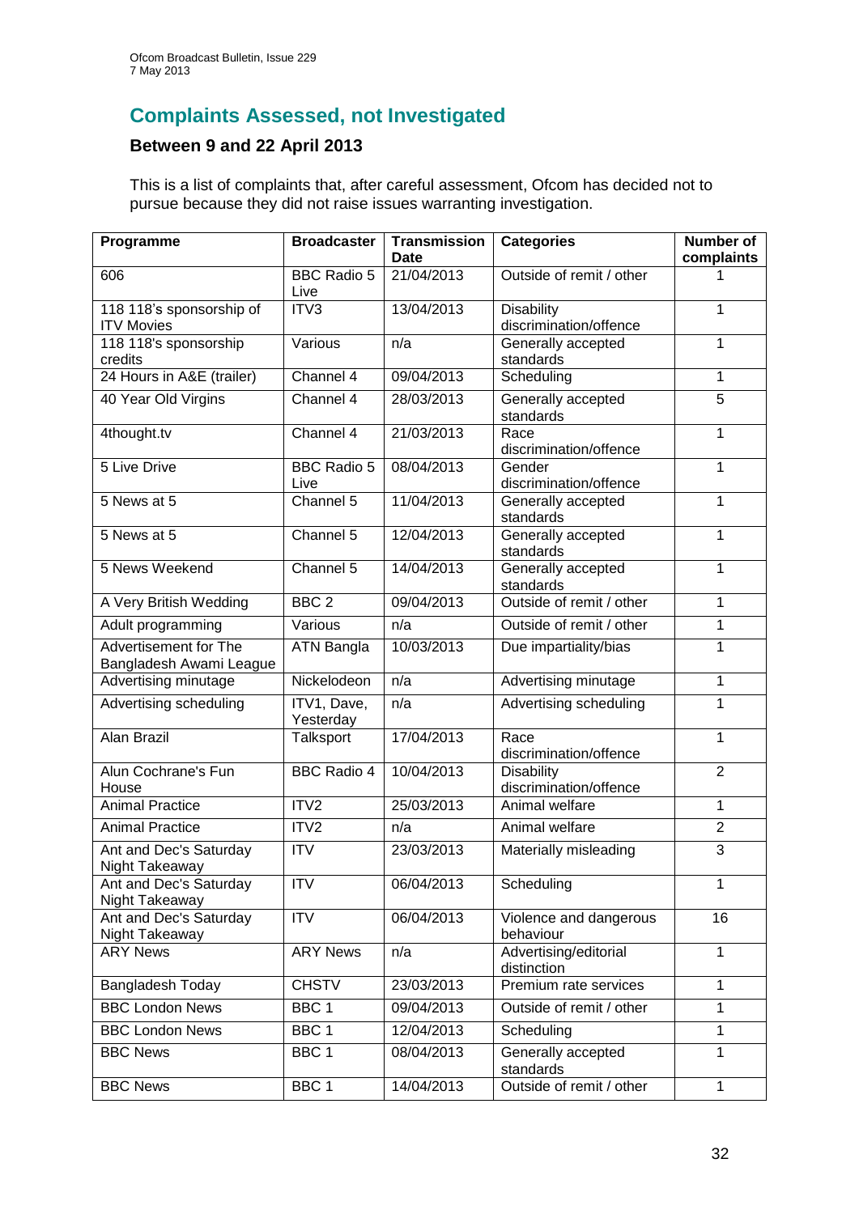## Complaints Assessed, not Investigated

### Between 9 and 22 April 2013

This is a list of complaints that, after careful assessment, Ofcom has decided not to pursue because they did not raise issues warranting investigation.

| Programme | Broadcaster | Transmission Date | Categories | Number of complaints |
|---|---|---|---|---|
| 606 | BBC Radio 5 Live | 21/04/2013 | Outside of remit / other | 1 |
| 118 118's sponsorship of ITV Movies | ITV3 | 13/04/2013 | Disability discrimination/offence | 1 |
| 118 118's sponsorship credits | Various | n/a | Generally accepted standards | 1 |
| 24 Hours in A&E (trailer) | Channel 4 | 09/04/2013 | Scheduling | 1 |
| 40 Year Old Virgins | Channel 4 | 28/03/2013 | Generally accepted standards | 5 |
| 4thought.tv | Channel 4 | 21/03/2013 | Race discrimination/offence | 1 |
| 5 Live Drive | BBC Radio 5 Live | 08/04/2013 | Gender discrimination/offence | 1 |
| 5 News at 5 | Channel 5 | 11/04/2013 | Generally accepted standards | 1 |
| 5 News at 5 | Channel 5 | 12/04/2013 | Generally accepted standards | 1 |
| 5 News Weekend | Channel 5 | 14/04/2013 | Generally accepted standards | 1 |
| A Very British Wedding | BBC 2 | 09/04/2013 | Outside of remit / other | 1 |
| Adult programming | Various | n/a | Outside of remit / other | 1 |
| Advertisement for The Bangladesh Awami League | ATN Bangla | 10/03/2013 | Due impartiality/bias | 1 |
| Advertising minutage | Nickelodeon | n/a | Advertising minutage | 1 |
| Advertising scheduling | ITV1, Dave, Yesterday | n/a | Advertising scheduling | 1 |
| Alan Brazil | Talksport | 17/04/2013 | Race discrimination/offence | 1 |
| Alun Cochrane's Fun House | BBC Radio 4 | 10/04/2013 | Disability discrimination/offence | 2 |
| Animal Practice | ITV2 | 25/03/2013 | Animal welfare | 1 |
| Animal Practice | ITV2 | n/a | Animal welfare | 2 |
| Ant and Dec's Saturday Night Takeaway | ITV | 23/03/2013 | Materially misleading | 3 |
| Ant and Dec's Saturday Night Takeaway | ITV | 06/04/2013 | Scheduling | 1 |
| Ant and Dec's Saturday Night Takeaway | ITV | 06/04/2013 | Violence and dangerous behaviour | 16 |
| ARY News | ARY News | n/a | Advertising/editorial distinction | 1 |
| Bangladesh Today | CHSTV | 23/03/2013 | Premium rate services | 1 |
| BBC London News | BBC 1 | 09/04/2013 | Outside of remit / other | 1 |
| BBC London News | BBC 1 | 12/04/2013 | Scheduling | 1 |
| BBC News | BBC 1 | 08/04/2013 | Generally accepted standards | 1 |
| BBC News | BBC 1 | 14/04/2013 | Outside of remit / other | 1 |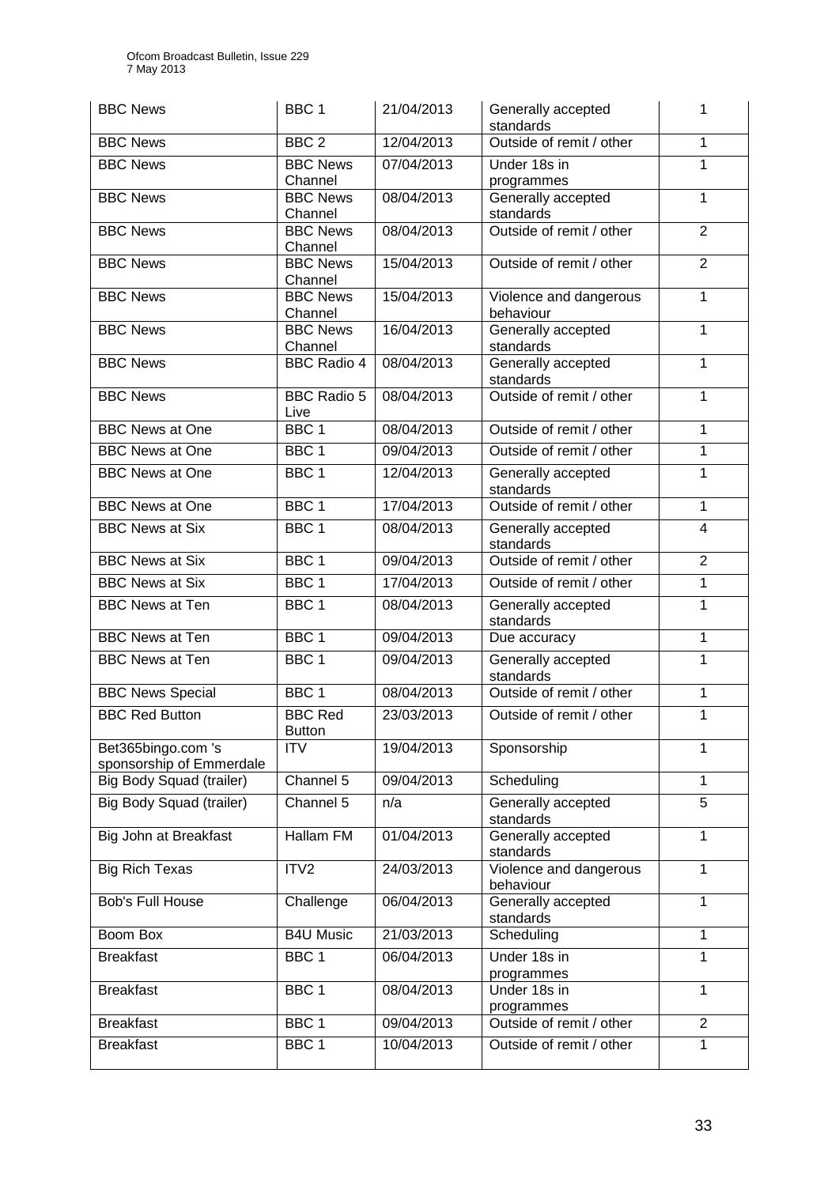| BBC News | BBC 1 | 21/04/2013 | Generally accepted standards | 1 |
|---|---|---|---|---|
| BBC News | BBC 2 | 12/04/2013 | Outside of remit / other | 1 |
| BBC News | BBC News Channel | 07/04/2013 | Under 18s in programmes | 1 |
| BBC News | BBC News Channel | 08/04/2013 | Generally accepted standards | 1 |
| BBC News | BBC News Channel | 08/04/2013 | Outside of remit / other | 2 |
| BBC News | BBC News Channel | 15/04/2013 | Outside of remit / other | 2 |
| BBC News | BBC News Channel | 15/04/2013 | Violence and dangerous behaviour | 1 |
| BBC News | BBC News Channel | 16/04/2013 | Generally accepted standards | 1 |
| BBC News | BBC Radio 4 | 08/04/2013 | Generally accepted standards | 1 |
| BBC News | BBC Radio 5 Live | 08/04/2013 | Outside of remit / other | 1 |
| BBC News at One | BBC 1 | 08/04/2013 | Outside of remit / other | 1 |
| BBC News at One | BBC 1 | 09/04/2013 | Outside of remit / other | 1 |
| BBC News at One | BBC 1 | 12/04/2013 | Generally accepted standards | 1 |
| BBC News at One | BBC 1 | 17/04/2013 | Outside of remit / other | 1 |
| BBC News at Six | BBC 1 | 08/04/2013 | Generally accepted standards | 4 |
| BBC News at Six | BBC 1 | 09/04/2013 | Outside of remit / other | 2 |
| BBC News at Six | BBC 1 | 17/04/2013 | Outside of remit / other | 1 |
| BBC News at Ten | BBC 1 | 08/04/2013 | Generally accepted standards | 1 |
| BBC News at Ten | BBC 1 | 09/04/2013 | Due accuracy | 1 |
| BBC News at Ten | BBC 1 | 09/04/2013 | Generally accepted standards | 1 |
| BBC News Special | BBC 1 | 08/04/2013 | Outside of remit / other | 1 |
| BBC Red Button | BBC Red Button | 23/03/2013 | Outside of remit / other | 1 |
| Bet365bingo.com 's sponsorship of Emmerdale | ITV | 19/04/2013 | Sponsorship | 1 |
| Big Body Squad (trailer) | Channel 5 | 09/04/2013 | Scheduling | 1 |
| Big Body Squad (trailer) | Channel 5 | n/a | Generally accepted standards | 5 |
| Big John at Breakfast | Hallam FM | 01/04/2013 | Generally accepted standards | 1 |
| Big Rich Texas | ITV2 | 24/03/2013 | Violence and dangerous behaviour | 1 |
| Bob's Full House | Challenge | 06/04/2013 | Generally accepted standards | 1 |
| Boom Box | B4U Music | 21/03/2013 | Scheduling | 1 |
| Breakfast | BBC 1 | 06/04/2013 | Under 18s in programmes | 1 |
| Breakfast | BBC 1 | 08/04/2013 | Under 18s in programmes | 1 |
| Breakfast | BBC 1 | 09/04/2013 | Outside of remit / other | 2 |
| Breakfast | BBC 1 | 10/04/2013 | Outside of remit / other | 1 |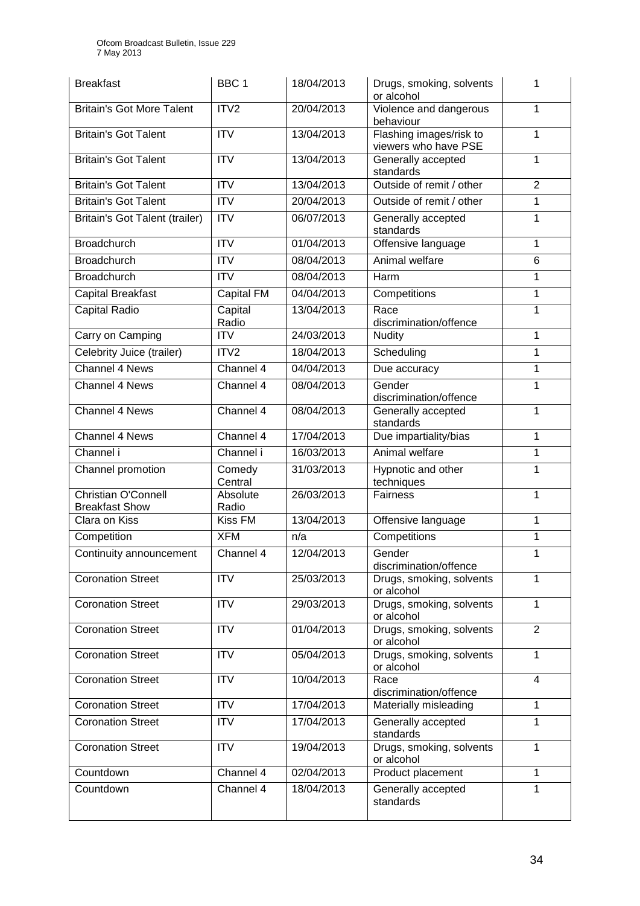| Breakfast | BBC 1 | 18/04/2013 | Drugs, smoking, solvents or alcohol | 1 |
|---|---|---|---|---|
| Britain's Got More Talent | ITV2 | 20/04/2013 | Violence and dangerous behaviour | 1 |
| Britain's Got Talent | ITV | 13/04/2013 | Flashing images/risk to viewers who have PSE | 1 |
| Britain's Got Talent | ITV | 13/04/2013 | Generally accepted standards | 1 |
| Britain's Got Talent | ITV | 13/04/2013 | Outside of remit / other | 2 |
| Britain's Got Talent | ITV | 20/04/2013 | Outside of remit / other | 1 |
| Britain's Got Talent (trailer) | ITV | 06/07/2013 | Generally accepted standards | 1 |
| Broadchurch | ITV | 01/04/2013 | Offensive language | 1 |
| Broadchurch | ITV | 08/04/2013 | Animal welfare | 6 |
| Broadchurch | ITV | 08/04/2013 | Harm | 1 |
| Capital Breakfast | Capital FM | 04/04/2013 | Competitions | 1 |
| Capital Radio | Capital Radio | 13/04/2013 | Race discrimination/offence | 1 |
| Carry on Camping | ITV | 24/03/2013 | Nudity | 1 |
| Celebrity Juice (trailer) | ITV2 | 18/04/2013 | Scheduling | 1 |
| Channel 4 News | Channel 4 | 04/04/2013 | Due accuracy | 1 |
| Channel 4 News | Channel 4 | 08/04/2013 | Gender discrimination/offence | 1 |
| Channel 4 News | Channel 4 | 08/04/2013 | Generally accepted standards | 1 |
| Channel 4 News | Channel 4 | 17/04/2013 | Due impartiality/bias | 1 |
| Channel i | Channel i | 16/03/2013 | Animal welfare | 1 |
| Channel promotion | Comedy Central | 31/03/2013 | Hypnotic and other techniques | 1 |
| Christian O'Connell Breakfast Show | Absolute Radio | 26/03/2013 | Fairness | 1 |
| Clara on Kiss | Kiss FM | 13/04/2013 | Offensive language | 1 |
| Competition | XFM | n/a | Competitions | 1 |
| Continuity announcement | Channel 4 | 12/04/2013 | Gender discrimination/offence | 1 |
| Coronation Street | ITV | 25/03/2013 | Drugs, smoking, solvents or alcohol | 1 |
| Coronation Street | ITV | 29/03/2013 | Drugs, smoking, solvents or alcohol | 1 |
| Coronation Street | ITV | 01/04/2013 | Drugs, smoking, solvents or alcohol | 2 |
| Coronation Street | ITV | 05/04/2013 | Drugs, smoking, solvents or alcohol | 1 |
| Coronation Street | ITV | 10/04/2013 | Race discrimination/offence | 4 |
| Coronation Street | ITV | 17/04/2013 | Materially misleading | 1 |
| Coronation Street | ITV | 17/04/2013 | Generally accepted standards | 1 |
| Coronation Street | ITV | 19/04/2013 | Drugs, smoking, solvents or alcohol | 1 |
| Countdown | Channel 4 | 02/04/2013 | Product placement | 1 |
| Countdown | Channel 4 | 18/04/2013 | Generally accepted standards | 1 |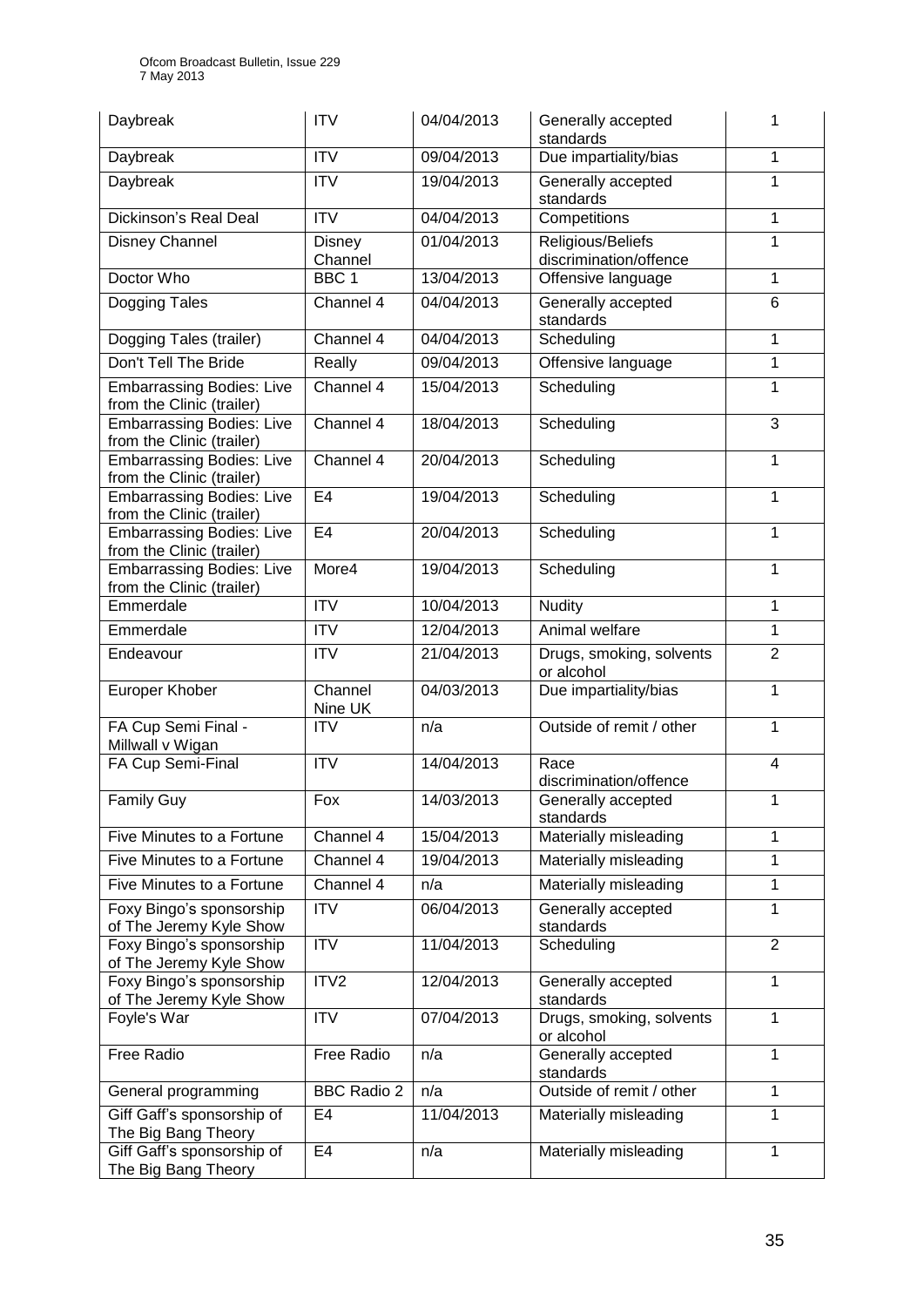| Daybreak | ITV | 04/04/2013 | Generally accepted standards | 1 |
|---|---|---|---|---|
| Daybreak | ITV | 09/04/2013 | Due impartiality/bias | 1 |
| Daybreak | ITV | 19/04/2013 | Generally accepted standards | 1 |
| Dickinson's Real Deal | ITV | 04/04/2013 | Competitions | 1 |
| Disney Channel | Disney Channel | 01/04/2013 | Religious/Beliefs discrimination/offence | 1 |
| Doctor Who | BBC 1 | 13/04/2013 | Offensive language | 1 |
| Dogging Tales | Channel 4 | 04/04/2013 | Generally accepted standards | 6 |
| Dogging Tales (trailer) | Channel 4 | 04/04/2013 | Scheduling | 1 |
| Don't Tell The Bride | Really | 09/04/2013 | Offensive language | 1 |
| Embarrassing Bodies: Live from the Clinic (trailer) | Channel 4 | 15/04/2013 | Scheduling | 1 |
| Embarrassing Bodies: Live from the Clinic (trailer) | Channel 4 | 18/04/2013 | Scheduling | 3 |
| Embarrassing Bodies: Live from the Clinic (trailer) | Channel 4 | 20/04/2013 | Scheduling | 1 |
| Embarrassing Bodies: Live from the Clinic (trailer) | E4 | 19/04/2013 | Scheduling | 1 |
| Embarrassing Bodies: Live from the Clinic (trailer) | E4 | 20/04/2013 | Scheduling | 1 |
| Embarrassing Bodies: Live from the Clinic (trailer) | More4 | 19/04/2013 | Scheduling | 1 |
| Emmerdale | ITV | 10/04/2013 | Nudity | 1 |
| Emmerdale | ITV | 12/04/2013 | Animal welfare | 1 |
| Endeavour | ITV | 21/04/2013 | Drugs, smoking, solvents or alcohol | 2 |
| Europer Khober | Channel Nine UK | 04/03/2013 | Due impartiality/bias | 1 |
| FA Cup Semi Final - Millwall v Wigan | ITV | n/a | Outside of remit / other | 1 |
| FA Cup Semi-Final | ITV | 14/04/2013 | Race discrimination/offence | 4 |
| Family Guy | Fox | 14/03/2013 | Generally accepted standards | 1 |
| Five Minutes to a Fortune | Channel 4 | 15/04/2013 | Materially misleading | 1 |
| Five Minutes to a Fortune | Channel 4 | 19/04/2013 | Materially misleading | 1 |
| Five Minutes to a Fortune | Channel 4 | n/a | Materially misleading | 1 |
| Foxy Bingo's sponsorship of The Jeremy Kyle Show | ITV | 06/04/2013 | Generally accepted standards | 1 |
| Foxy Bingo's sponsorship of The Jeremy Kyle Show | ITV | 11/04/2013 | Scheduling | 2 |
| Foxy Bingo's sponsorship of The Jeremy Kyle Show | ITV2 | 12/04/2013 | Generally accepted standards | 1 |
| Foyle's War | ITV | 07/04/2013 | Drugs, smoking, solvents or alcohol | 1 |
| Free Radio | Free Radio | n/a | Generally accepted standards | 1 |
| General programming | BBC Radio 2 | n/a | Outside of remit / other | 1 |
| Giff Gaff's sponsorship of The Big Bang Theory | E4 | 11/04/2013 | Materially misleading | 1 |
| Giff Gaff's sponsorship of The Big Bang Theory | E4 | n/a | Materially misleading | 1 |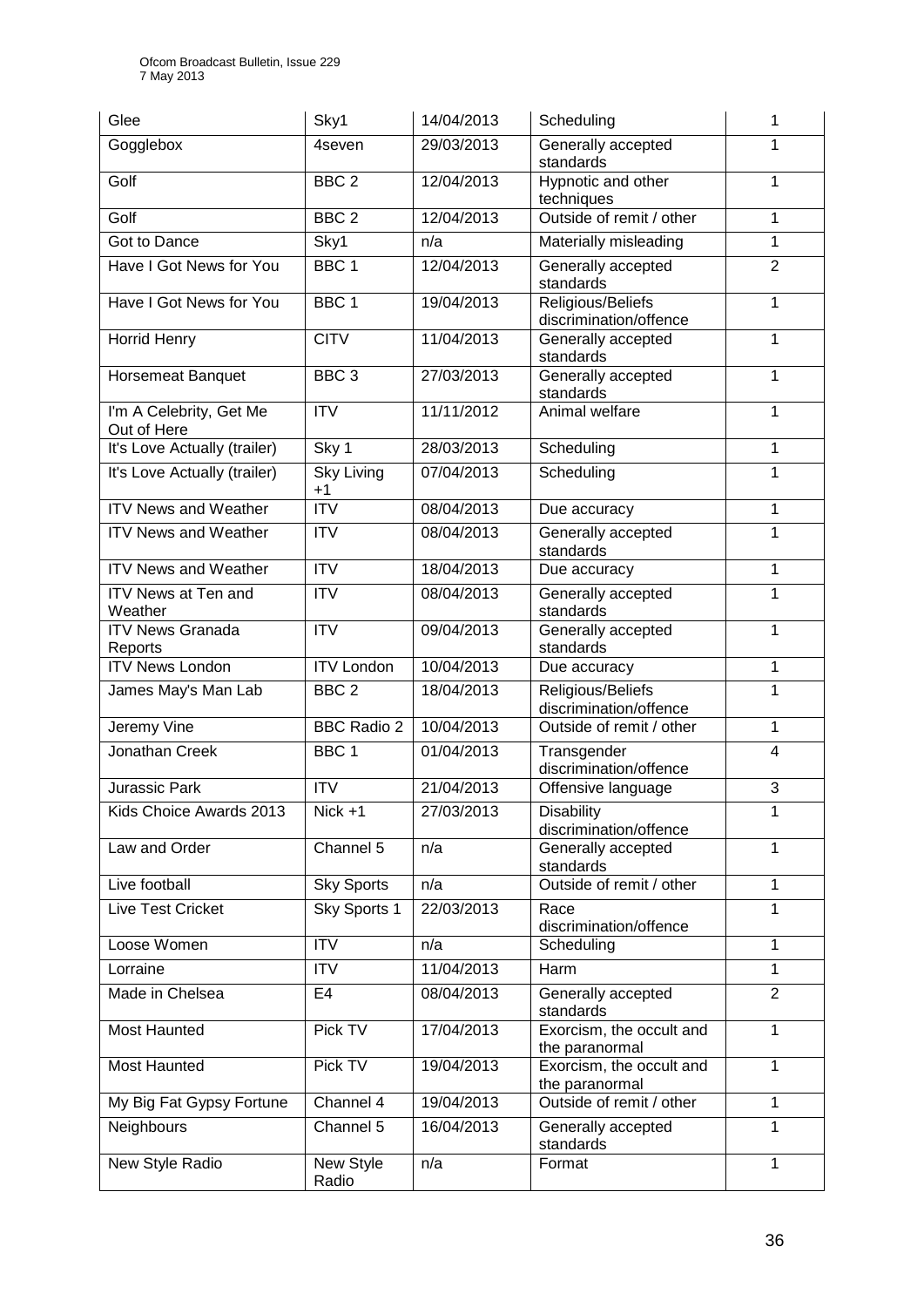| Glee | Sky1 | 14/04/2013 | Scheduling | 1 |
|---|---|---|---|---|
| Gogglebox | 4seven | 29/03/2013 | Generally accepted standards | 1 |
| Golf | BBC 2 | 12/04/2013 | Hypnotic and other techniques | 1 |
| Golf | BBC 2 | 12/04/2013 | Outside of remit / other | 1 |
| Got to Dance | Sky1 | n/a | Materially misleading | 1 |
| Have I Got News for You | BBC 1 | 12/04/2013 | Generally accepted standards | 2 |
| Have I Got News for You | BBC 1 | 19/04/2013 | Religious/Beliefs discrimination/offence | 1 |
| Horrid Henry | CITV | 11/04/2013 | Generally accepted standards | 1 |
| Horsemeat Banquet | BBC 3 | 27/03/2013 | Generally accepted standards | 1 |
| I'm A Celebrity, Get Me Out of Here | ITV | 11/11/2012 | Animal welfare | 1 |
| It's Love Actually (trailer) | Sky 1 | 28/03/2013 | Scheduling | 1 |
| It's Love Actually (trailer) | Sky Living +1 | 07/04/2013 | Scheduling | 1 |
| ITV News and Weather | ITV | 08/04/2013 | Due accuracy | 1 |
| ITV News and Weather | ITV | 08/04/2013 | Generally accepted standards | 1 |
| ITV News and Weather | ITV | 18/04/2013 | Due accuracy | 1 |
| ITV News at Ten and Weather | ITV | 08/04/2013 | Generally accepted standards | 1 |
| ITV News Granada Reports | ITV | 09/04/2013 | Generally accepted standards | 1 |
| ITV News London | ITV London | 10/04/2013 | Due accuracy | 1 |
| James May's Man Lab | BBC 2 | 18/04/2013 | Religious/Beliefs discrimination/offence | 1 |
| Jeremy Vine | BBC Radio 2 | 10/04/2013 | Outside of remit / other | 1 |
| Jonathan Creek | BBC 1 | 01/04/2013 | Transgender discrimination/offence | 4 |
| Jurassic Park | ITV | 21/04/2013 | Offensive language | 3 |
| Kids Choice Awards 2013 | Nick +1 | 27/03/2013 | Disability discrimination/offence | 1 |
| Law and Order | Channel 5 | n/a | Generally accepted standards | 1 |
| Live football | Sky Sports | n/a | Outside of remit / other | 1 |
| Live Test Cricket | Sky Sports 1 | 22/03/2013 | Race discrimination/offence | 1 |
| Loose Women | ITV | n/a | Scheduling | 1 |
| Lorraine | ITV | 11/04/2013 | Harm | 1 |
| Made in Chelsea | E4 | 08/04/2013 | Generally accepted standards | 2 |
| Most Haunted | Pick TV | 17/04/2013 | Exorcism, the occult and the paranormal | 1 |
| Most Haunted | Pick TV | 19/04/2013 | Exorcism, the occult and the paranormal | 1 |
| My Big Fat Gypsy Fortune | Channel 4 | 19/04/2013 | Outside of remit / other | 1 |
| Neighbours | Channel 5 | 16/04/2013 | Generally accepted standards | 1 |
| New Style Radio | New Style Radio | n/a | Format | 1 |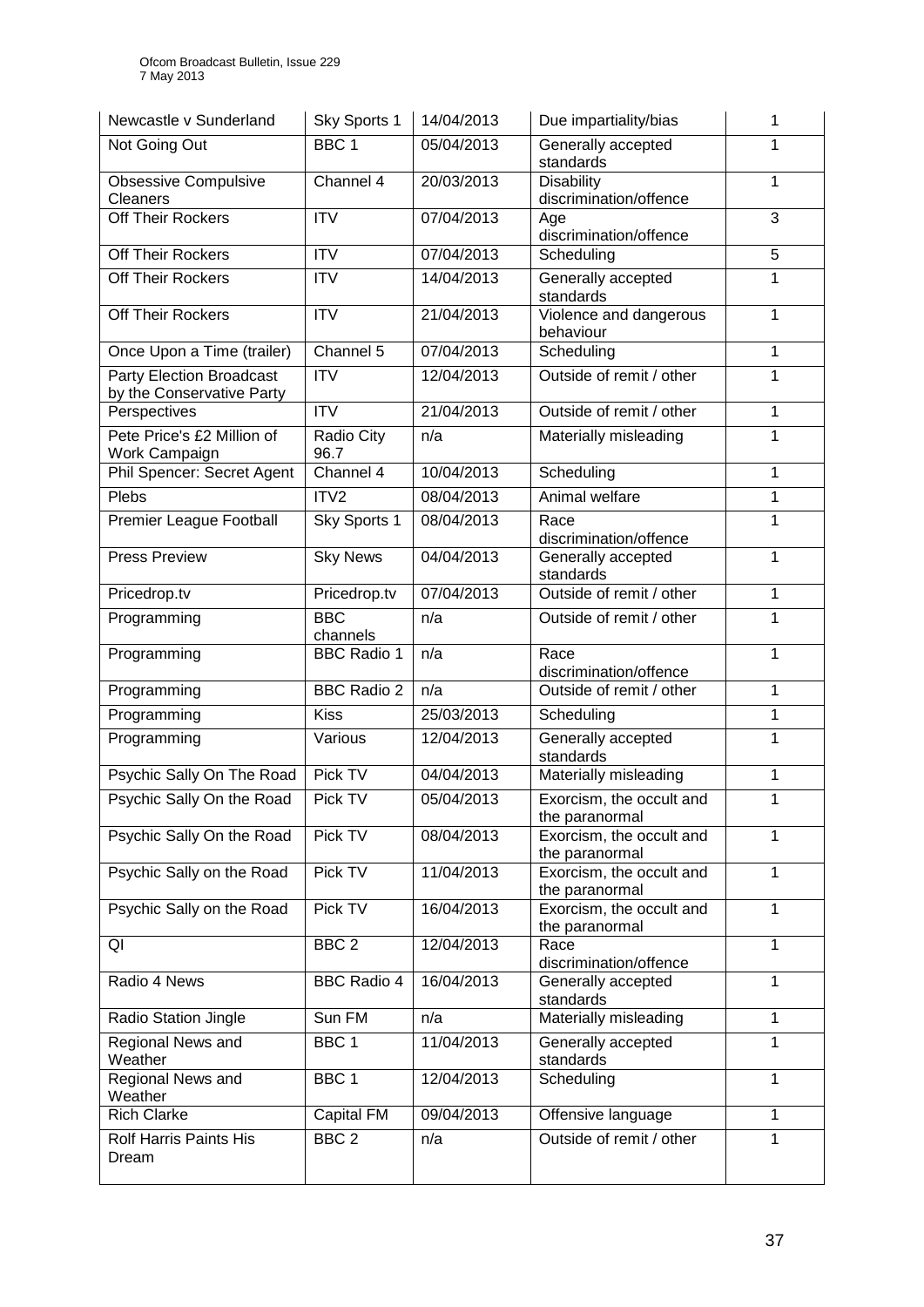| Newcastle v Sunderland | Sky Sports 1 | 14/04/2013 | Due impartiality/bias | 1 |
|---|---|---|---|---|
| Not Going Out | BBC 1 | 05/04/2013 | Generally accepted standards | 1 |
| Obsessive Compulsive Cleaners | Channel 4 | 20/03/2013 | Disability discrimination/offence | 1 |
| Off Their Rockers | ITV | 07/04/2013 | Age discrimination/offence | 3 |
| Off Their Rockers | ITV | 07/04/2013 | Scheduling | 5 |
| Off Their Rockers | ITV | 14/04/2013 | Generally accepted standards | 1 |
| Off Their Rockers | ITV | 21/04/2013 | Violence and dangerous behaviour | 1 |
| Once Upon a Time (trailer) | Channel 5 | 07/04/2013 | Scheduling | 1 |
| Party Election Broadcast by the Conservative Party | ITV | 12/04/2013 | Outside of remit / other | 1 |
| Perspectives | ITV | 21/04/2013 | Outside of remit / other | 1 |
| Pete Price's £2 Million of Work Campaign | Radio City 96.7 | n/a | Materially misleading | 1 |
| Phil Spencer: Secret Agent | Channel 4 | 10/04/2013 | Scheduling | 1 |
| Plebs | ITV2 | 08/04/2013 | Animal welfare | 1 |
| Premier League Football | Sky Sports 1 | 08/04/2013 | Race discrimination/offence | 1 |
| Press Preview | Sky News | 04/04/2013 | Generally accepted standards | 1 |
| Pricedrop.tv | Pricedrop.tv | 07/04/2013 | Outside of remit / other | 1 |
| Programming | BBC channels | n/a | Outside of remit / other | 1 |
| Programming | BBC Radio 1 | n/a | Race discrimination/offence | 1 |
| Programming | BBC Radio 2 | n/a | Outside of remit / other | 1 |
| Programming | Kiss | 25/03/2013 | Scheduling | 1 |
| Programming | Various | 12/04/2013 | Generally accepted standards | 1 |
| Psychic Sally On The Road | Pick TV | 04/04/2013 | Materially misleading | 1 |
| Psychic Sally On the Road | Pick TV | 05/04/2013 | Exorcism, the occult and the paranormal | 1 |
| Psychic Sally On the Road | Pick TV | 08/04/2013 | Exorcism, the occult and the paranormal | 1 |
| Psychic Sally on the Road | Pick TV | 11/04/2013 | Exorcism, the occult and the paranormal | 1 |
| Psychic Sally on the Road | Pick TV | 16/04/2013 | Exorcism, the occult and the paranormal | 1 |
| QI | BBC 2 | 12/04/2013 | Race discrimination/offence | 1 |
| Radio 4 News | BBC Radio 4 | 16/04/2013 | Generally accepted standards | 1 |
| Radio Station Jingle | Sun FM | n/a | Materially misleading | 1 |
| Regional News and Weather | BBC 1 | 11/04/2013 | Generally accepted standards | 1 |
| Regional News and Weather | BBC 1 | 12/04/2013 | Scheduling | 1 |
| Rich Clarke | Capital FM | 09/04/2013 | Offensive language | 1 |
| Rolf Harris Paints His Dream | BBC 2 | n/a | Outside of remit / other | 1 |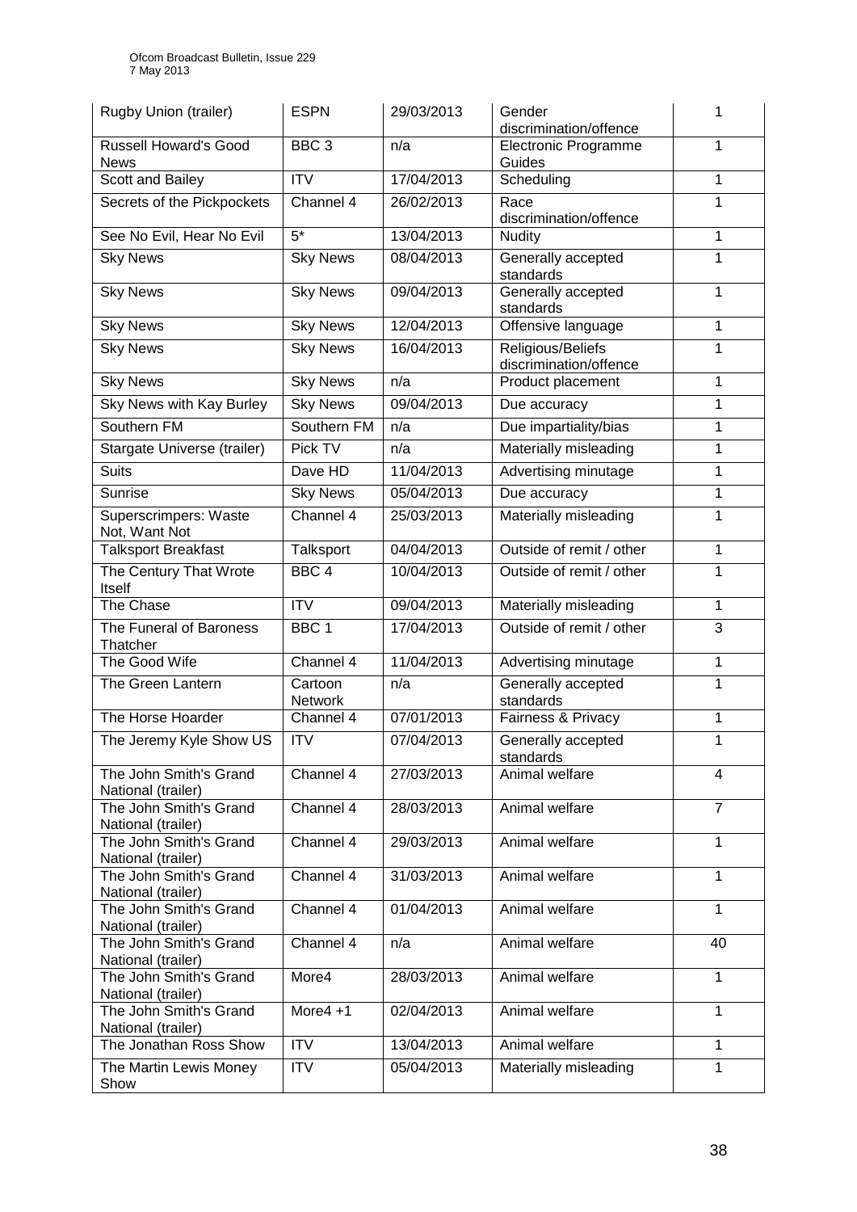| Rugby Union (trailer) | ESPN | 29/03/2013 | Gender discrimination/offence | 1 |
|---|---|---|---|---|
| Russell Howard's Good News | BBC 3 | n/a | Electronic Programme Guides | 1 |
| Scott and Bailey | ITV | 17/04/2013 | Scheduling | 1 |
| Secrets of the Pickpockets | Channel 4 | 26/02/2013 | Race discrimination/offence | 1 |
| See No Evil, Hear No Evil | 5* | 13/04/2013 | Nudity | 1 |
| Sky News | Sky News | 08/04/2013 | Generally accepted standards | 1 |
| Sky News | Sky News | 09/04/2013 | Generally accepted standards | 1 |
| Sky News | Sky News | 12/04/2013 | Offensive language | 1 |
| Sky News | Sky News | 16/04/2013 | Religious/Beliefs discrimination/offence | 1 |
| Sky News | Sky News | n/a | Product placement | 1 |
| Sky News with Kay Burley | Sky News | 09/04/2013 | Due accuracy | 1 |
| Southern FM | Southern FM | n/a | Due impartiality/bias | 1 |
| Stargate Universe (trailer) | Pick TV | n/a | Materially misleading | 1 |
| Suits | Dave HD | 11/04/2013 | Advertising minutage | 1 |
| Sunrise | Sky News | 05/04/2013 | Due accuracy | 1 |
| Superscrimpers: Waste Not, Want Not | Channel 4 | 25/03/2013 | Materially misleading | 1 |
| Talksport Breakfast | Talksport | 04/04/2013 | Outside of remit / other | 1 |
| The Century That Wrote Itself | BBC 4 | 10/04/2013 | Outside of remit / other | 1 |
| The Chase | ITV | 09/04/2013 | Materially misleading | 1 |
| The Funeral of Baroness Thatcher | BBC 1 | 17/04/2013 | Outside of remit / other | 3 |
| The Good Wife | Channel 4 | 11/04/2013 | Advertising minutage | 1 |
| The Green Lantern | Cartoon Network | n/a | Generally accepted standards | 1 |
| The Horse Hoarder | Channel 4 | 07/01/2013 | Fairness & Privacy | 1 |
| The Jeremy Kyle Show US | ITV | 07/04/2013 | Generally accepted standards | 1 |
| The John Smith's Grand National (trailer) | Channel 4 | 27/03/2013 | Animal welfare | 4 |
| The John Smith's Grand National (trailer) | Channel 4 | 28/03/2013 | Animal welfare | 7 |
| The John Smith's Grand National (trailer) | Channel 4 | 29/03/2013 | Animal welfare | 1 |
| The John Smith's Grand National (trailer) | Channel 4 | 31/03/2013 | Animal welfare | 1 |
| The John Smith's Grand National (trailer) | Channel 4 | 01/04/2013 | Animal welfare | 1 |
| The John Smith's Grand National (trailer) | Channel 4 | n/a | Animal welfare | 40 |
| The John Smith's Grand National (trailer) | More4 | 28/03/2013 | Animal welfare | 1 |
| The John Smith's Grand National (trailer) | More4 +1 | 02/04/2013 | Animal welfare | 1 |
| The Jonathan Ross Show | ITV | 13/04/2013 | Animal welfare | 1 |
| The Martin Lewis Money Show | ITV | 05/04/2013 | Materially misleading | 1 |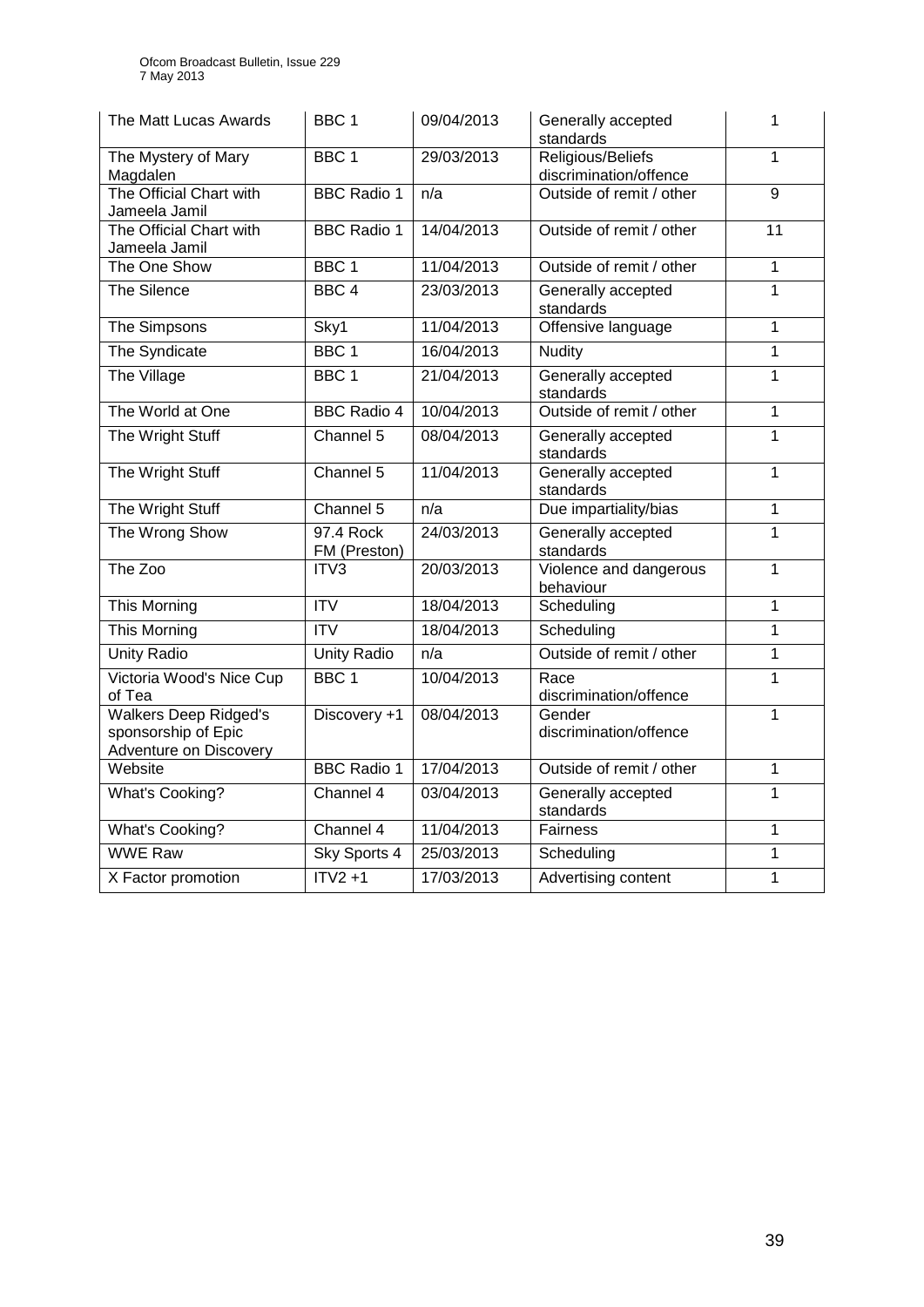| The Matt Lucas Awards | BBC 1 | 09/04/2013 | Generally accepted standards | 1 |
|---|---|---|---|---|
| The Mystery of Mary Magdalen | BBC 1 | 29/03/2013 | Religious/Beliefs discrimination/offence | 1 |
| The Official Chart with Jameela Jamil | BBC Radio 1 | n/a | Outside of remit / other | 9 |
| The Official Chart with Jameela Jamil | BBC Radio 1 | 14/04/2013 | Outside of remit / other | 11 |
| The One Show | BBC 1 | 11/04/2013 | Outside of remit / other | 1 |
| The Silence | BBC 4 | 23/03/2013 | Generally accepted standards | 1 |
| The Simpsons | Sky1 | 11/04/2013 | Offensive language | 1 |
| The Syndicate | BBC 1 | 16/04/2013 | Nudity | 1 |
| The Village | BBC 1 | 21/04/2013 | Generally accepted standards | 1 |
| The World at One | BBC Radio 4 | 10/04/2013 | Outside of remit / other | 1 |
| The Wright Stuff | Channel 5 | 08/04/2013 | Generally accepted standards | 1 |
| The Wright Stuff | Channel 5 | 11/04/2013 | Generally accepted standards | 1 |
| The Wright Stuff | Channel 5 | n/a | Due impartiality/bias | 1 |
| The Wrong Show | 97.4 Rock FM (Preston) | 24/03/2013 | Generally accepted standards | 1 |
| The Zoo | ITV3 | 20/03/2013 | Violence and dangerous behaviour | 1 |
| This Morning | ITV | 18/04/2013 | Scheduling | 1 |
| This Morning | ITV | 18/04/2013 | Scheduling | 1 |
| Unity Radio | Unity Radio | n/a | Outside of remit / other | 1 |
| Victoria Wood's Nice Cup of Tea | BBC 1 | 10/04/2013 | Race discrimination/offence | 1 |
| Walkers Deep Ridged's sponsorship of Epic Adventure on Discovery | Discovery +1 | 08/04/2013 | Gender discrimination/offence | 1 |
| Website | BBC Radio 1 | 17/04/2013 | Outside of remit / other | 1 |
| What's Cooking? | Channel 4 | 03/04/2013 | Generally accepted standards | 1 |
| What's Cooking? | Channel 4 | 11/04/2013 | Fairness | 1 |
| WWE Raw | Sky Sports 4 | 25/03/2013 | Scheduling | 1 |
| X Factor promotion | ITV2 +1 | 17/03/2013 | Advertising content | 1 |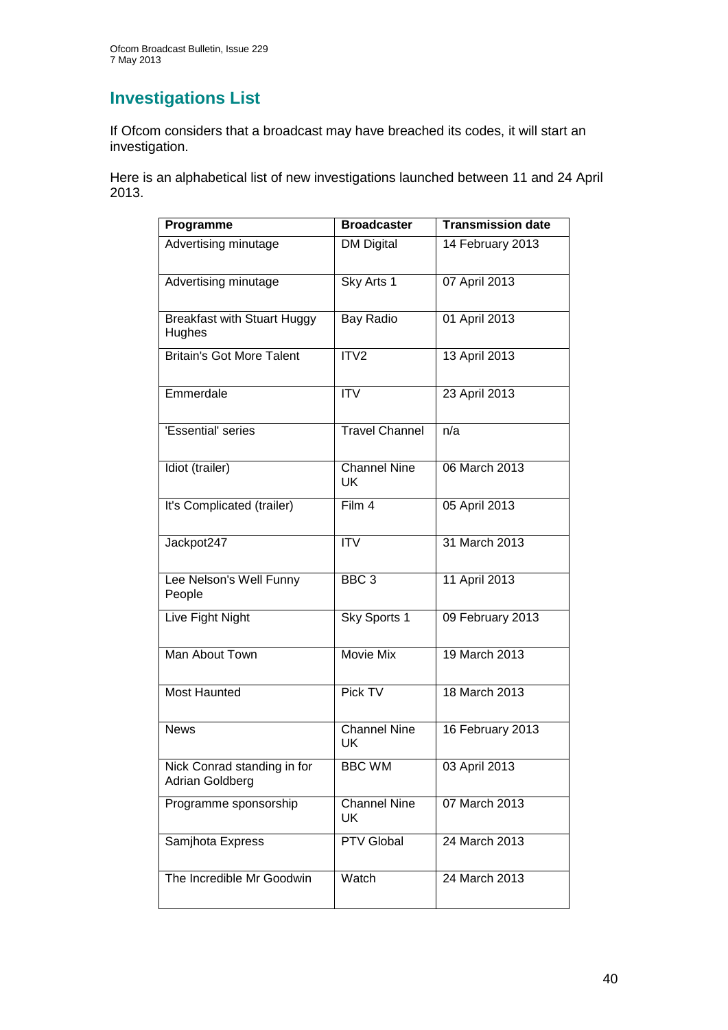# Investigations List

If Ofcom considers that a broadcast may have breached its codes, it will start an investigation.

Here is an alphabetical list of new investigations launched between 11 and 24 April 2013.

| Programme | Broadcaster | Transmission date |
|---|---|---|
| Advertising minutage | DM Digital | 14 February 2013 |
| Advertising minutage | Sky Arts 1 | 07 April 2013 |
| Breakfast with Stuart Huggy Hughes | Bay Radio | 01 April 2013 |
| Britain's Got More Talent | ITV2 | 13 April 2013 |
| Emmerdale | ITV | 23 April 2013 |
| 'Essential' series | Travel Channel | n/a |
| Idiot (trailer) | Channel Nine UK | 06 March 2013 |
| It's Complicated (trailer) | Film 4 | 05 April 2013 |
| Jackpot247 | ITV | 31 March 2013 |
| Lee Nelson's Well Funny People | BBC 3 | 11 April 2013 |
| Live Fight Night | Sky Sports 1 | 09 February 2013 |
| Man About Town | Movie Mix | 19 March 2013 |
| Most Haunted | Pick TV | 18 March 2013 |
| News | Channel Nine UK | 16 February 2013 |
| Nick Conrad standing in for Adrian Goldberg | BBC WM | 03 April 2013 |
| Programme sponsorship | Channel Nine UK | 07 March 2013 |
| Samjhota Express | PTV Global | 24 March 2013 |
| The Incredible Mr Goodwin | Watch | 24 March 2013 |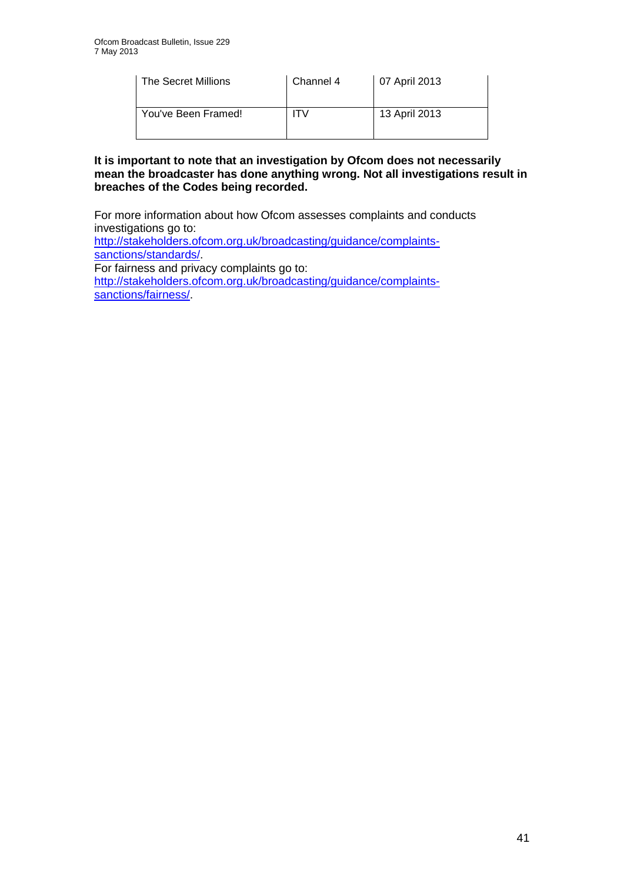| | | |
|---|---|---|
| The Secret Millions | Channel 4 | 07 April 2013 |
| You've Been Framed! | ITV | 13 April 2013 |

**It is important to note that an investigation by Ofcom does not necessarily mean the broadcaster has done anything wrong. Not all investigations result in breaches of the Codes being recorded.**

For more information about how Ofcom assesses complaints and conducts investigations go to:
http://stakeholders.ofcom.org.uk/broadcasting/guidance/complaints-sanctions/standards/.
For fairness and privacy complaints go to:
http://stakeholders.ofcom.org.uk/broadcasting/guidance/complaints-sanctions/fairness/.